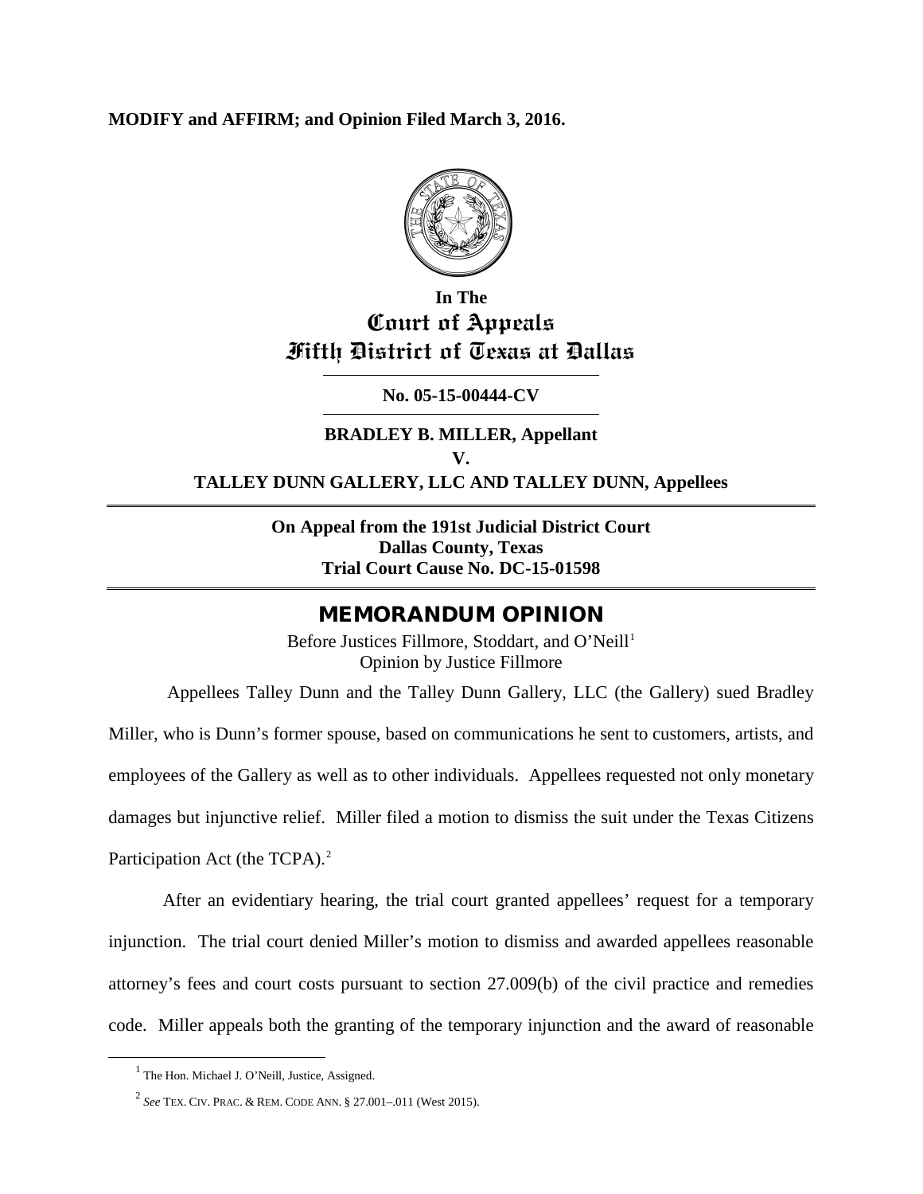**MODIFY and AFFIRM; and Opinion Filed March 3, 2016.**

**In The**
**Court of Appeals**
**Fifth District of Texas at Dallas**

**No. 05-15-00444-CV**

**BRADLEY B. MILLER, Appellant**
**V.**
**TALLEY DUNN GALLERY, LLC AND TALLEY DUNN, Appellees**

**On Appeal from the 191st Judicial District Court**
**Dallas County, Texas**
**Trial Court Cause No. DC-15-01598**

# MEMORANDUM OPINION

Before Justices Fillmore, Stoddart, and O'Neill[1]
Opinion by Justice Fillmore

Appellees Talley Dunn and the Talley Dunn Gallery, LLC (the Gallery) sued Bradley Miller, who is Dunn's former spouse, based on communications he sent to customers, artists, and employees of the Gallery as well as to other individuals. Appellees requested not only monetary damages but injunctive relief. Miller filed a motion to dismiss the suit under the Texas Citizens Participation Act (the TCPA).[2]

After an evidentiary hearing, the trial court granted appellees' request for a temporary injunction. The trial court denied Miller's motion to dismiss and awarded appellees reasonable attorney's fees and court costs pursuant to section 27.009(b) of the civil practice and remedies code. Miller appeals both the granting of the temporary injunction and the award of reasonable

---

[1] The Hon. Michael J. O'Neill, Justice, Assigned.

[2] *See* TEX. CIV. PRAC. & REM. CODE ANN. § 27.001–.011 (West 2015).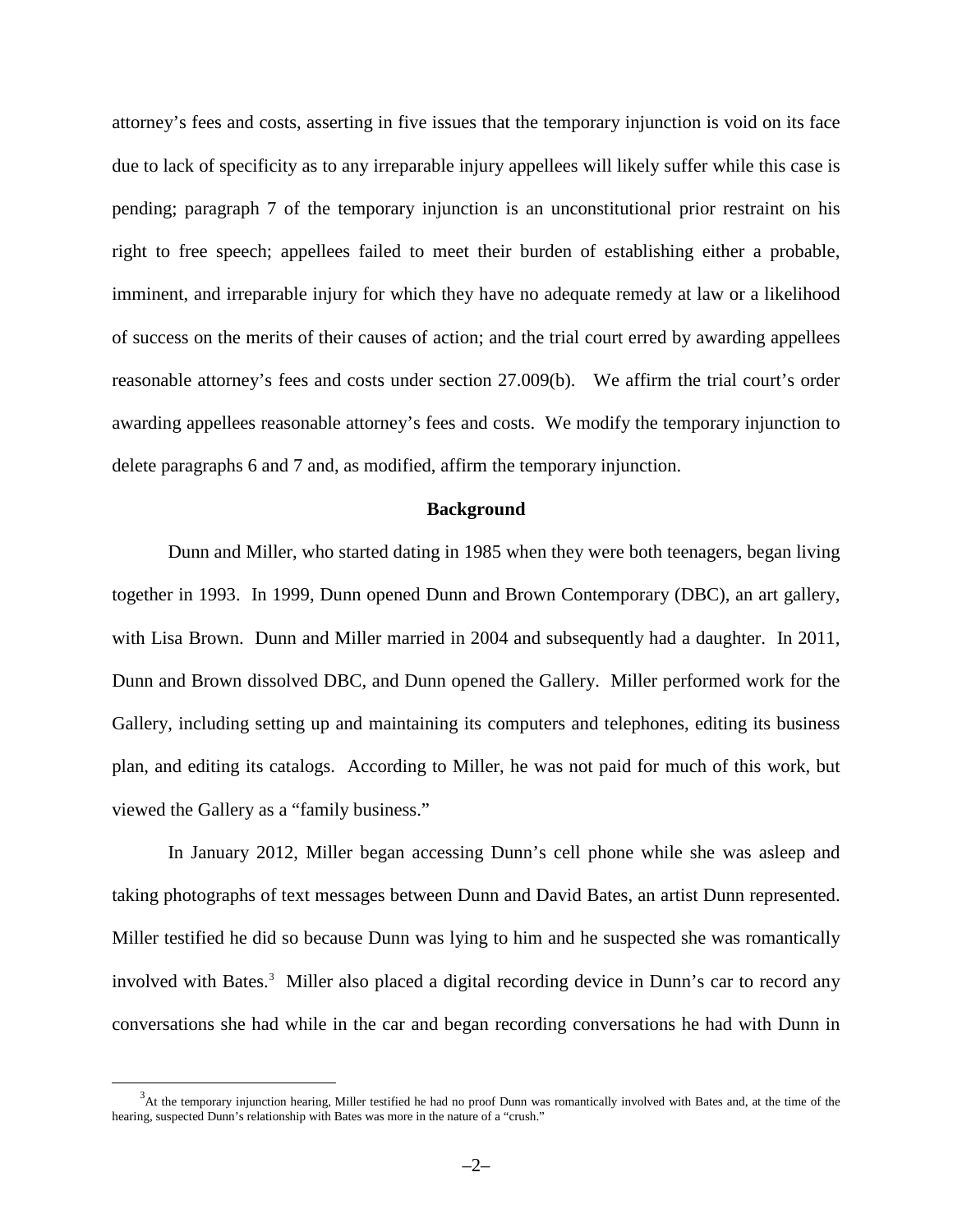attorney's fees and costs, asserting in five issues that the temporary injunction is void on its face due to lack of specificity as to any irreparable injury appellees will likely suffer while this case is pending; paragraph 7 of the temporary injunction is an unconstitutional prior restraint on his right to free speech; appellees failed to meet their burden of establishing either a probable, imminent, and irreparable injury for which they have no adequate remedy at law or a likelihood of success on the merits of their causes of action; and the trial court erred by awarding appellees reasonable attorney's fees and costs under section 27.009(b). We affirm the trial court's order awarding appellees reasonable attorney's fees and costs. We modify the temporary injunction to delete paragraphs 6 and 7 and, as modified, affirm the temporary injunction.

**Background**

Dunn and Miller, who started dating in 1985 when they were both teenagers, began living together in 1993. In 1999, Dunn opened Dunn and Brown Contemporary (DBC), an art gallery, with Lisa Brown. Dunn and Miller married in 2004 and subsequently had a daughter. In 2011, Dunn and Brown dissolved DBC, and Dunn opened the Gallery. Miller performed work for the Gallery, including setting up and maintaining its computers and telephones, editing its business plan, and editing its catalogs. According to Miller, he was not paid for much of this work, but viewed the Gallery as a "family business."

In January 2012, Miller began accessing Dunn's cell phone while she was asleep and taking photographs of text messages between Dunn and David Bates, an artist Dunn represented. Miller testified he did so because Dunn was lying to him and he suspected she was romantically involved with Bates.[3] Miller also placed a digital recording device in Dunn's car to record any conversations she had while in the car and began recording conversations he had with Dunn in

[3] At the temporary injunction hearing, Miller testified he had no proof Dunn was romantically involved with Bates and, at the time of the hearing, suspected Dunn's relationship with Bates was more in the nature of a "crush."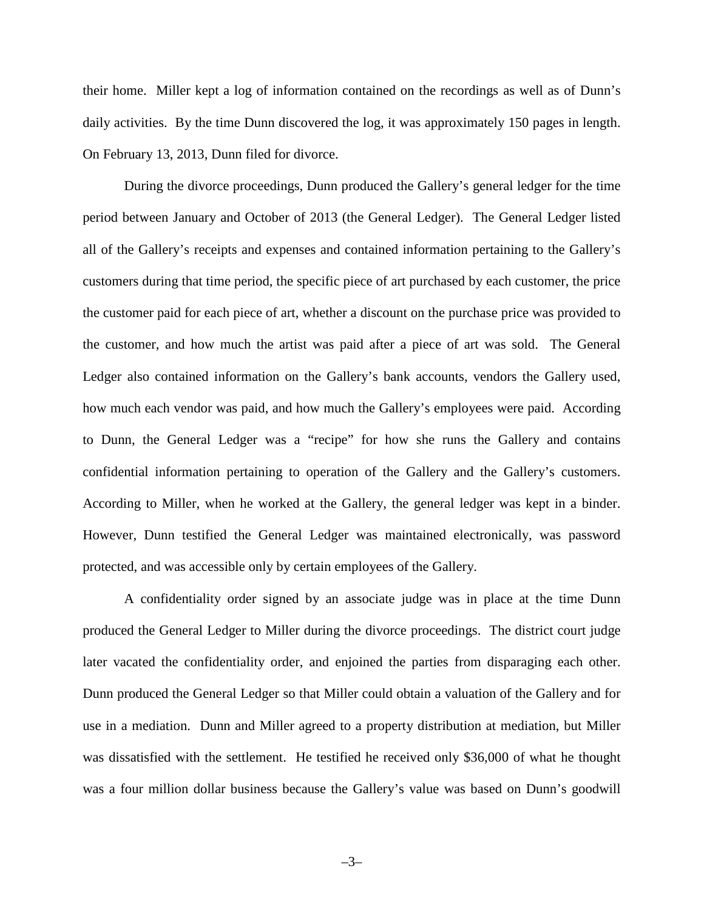their home. Miller kept a log of information contained on the recordings as well as of Dunn's daily activities. By the time Dunn discovered the log, it was approximately 150 pages in length. On February 13, 2013, Dunn filed for divorce.

During the divorce proceedings, Dunn produced the Gallery's general ledger for the time period between January and October of 2013 (the General Ledger). The General Ledger listed all of the Gallery's receipts and expenses and contained information pertaining to the Gallery's customers during that time period, the specific piece of art purchased by each customer, the price the customer paid for each piece of art, whether a discount on the purchase price was provided to the customer, and how much the artist was paid after a piece of art was sold. The General Ledger also contained information on the Gallery's bank accounts, vendors the Gallery used, how much each vendor was paid, and how much the Gallery's employees were paid. According to Dunn, the General Ledger was a "recipe" for how she runs the Gallery and contains confidential information pertaining to operation of the Gallery and the Gallery's customers. According to Miller, when he worked at the Gallery, the general ledger was kept in a binder. However, Dunn testified the General Ledger was maintained electronically, was password protected, and was accessible only by certain employees of the Gallery.

A confidentiality order signed by an associate judge was in place at the time Dunn produced the General Ledger to Miller during the divorce proceedings. The district court judge later vacated the confidentiality order, and enjoined the parties from disparaging each other. Dunn produced the General Ledger so that Miller could obtain a valuation of the Gallery and for use in a mediation. Dunn and Miller agreed to a property distribution at mediation, but Miller was dissatisfied with the settlement. He testified he received only $36,000 of what he thought was a four million dollar business because the Gallery's value was based on Dunn's goodwill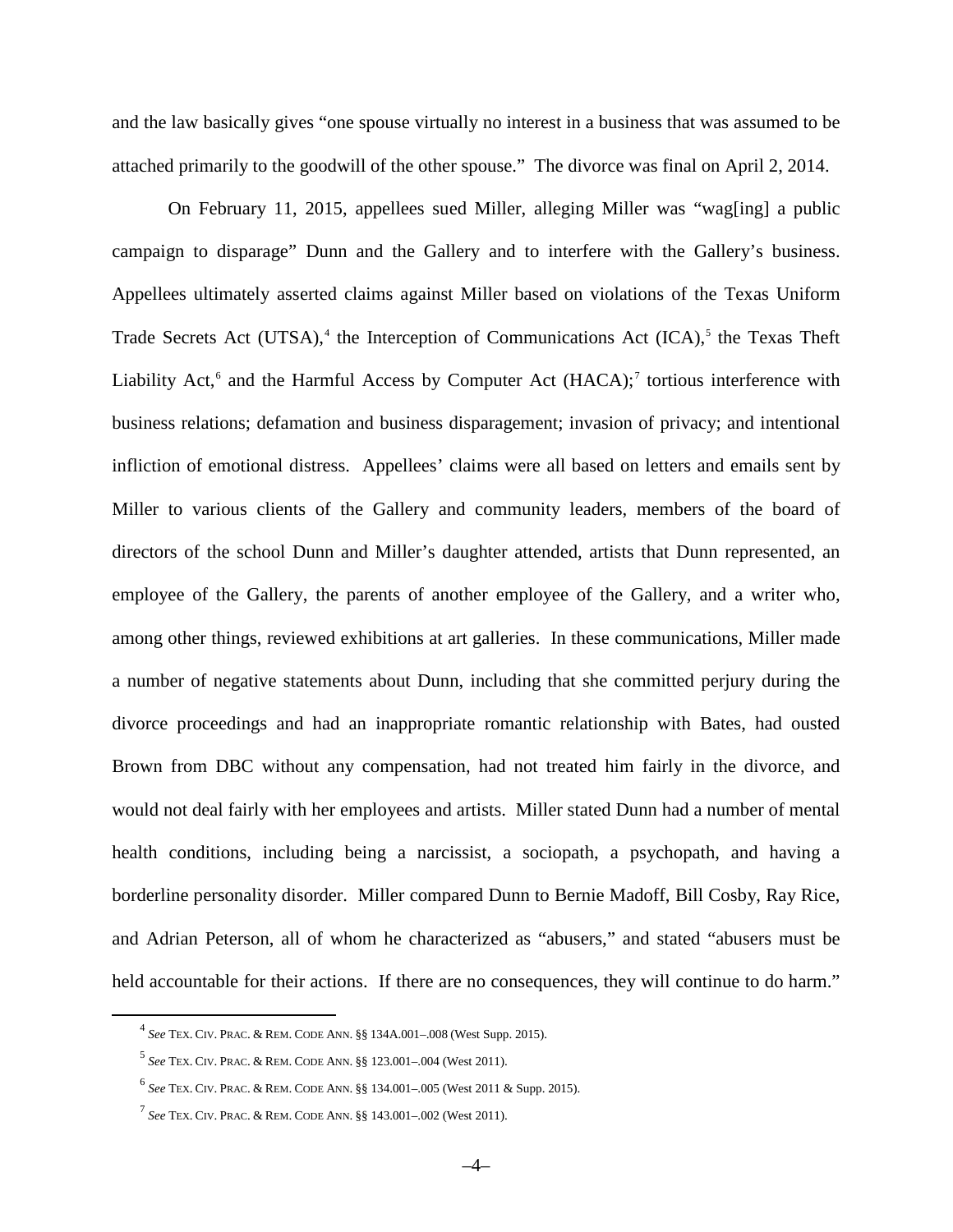and the law basically gives "one spouse virtually no interest in a business that was assumed to be attached primarily to the goodwill of the other spouse." The divorce was final on April 2, 2014.

On February 11, 2015, appellees sued Miller, alleging Miller was "wag[ing] a public campaign to disparage" Dunn and the Gallery and to interfere with the Gallery's business. Appellees ultimately asserted claims against Miller based on violations of the Texas Uniform Trade Secrets Act (UTSA),[4] the Interception of Communications Act (ICA),[5] the Texas Theft Liability Act,[6] and the Harmful Access by Computer Act (HACA);[7] tortious interference with business relations; defamation and business disparagement; invasion of privacy; and intentional infliction of emotional distress. Appellees' claims were all based on letters and emails sent by Miller to various clients of the Gallery and community leaders, members of the board of directors of the school Dunn and Miller's daughter attended, artists that Dunn represented, an employee of the Gallery, the parents of another employee of the Gallery, and a writer who, among other things, reviewed exhibitions at art galleries. In these communications, Miller made a number of negative statements about Dunn, including that she committed perjury during the divorce proceedings and had an inappropriate romantic relationship with Bates, had ousted Brown from DBC without any compensation, had not treated him fairly in the divorce, and would not deal fairly with her employees and artists. Miller stated Dunn had a number of mental health conditions, including being a narcissist, a sociopath, a psychopath, and having a borderline personality disorder. Miller compared Dunn to Bernie Madoff, Bill Cosby, Ray Rice, and Adrian Peterson, all of whom he characterized as "abusers," and stated "abusers must be held accountable for their actions. If there are no consequences, they will continue to do harm."

---

[4] *See* TEX. CIV. PRAC. & REM. CODE ANN. §§ 134A.001–.008 (West Supp. 2015).

[5] *See* TEX. CIV. PRAC. & REM. CODE ANN. §§ 123.001–.004 (West 2011).

[6] *See* TEX. CIV. PRAC. & REM. CODE ANN. §§ 134.001–.005 (West 2011 & Supp. 2015).

[7] *See* TEX. CIV. PRAC. & REM. CODE ANN. §§ 143.001–.002 (West 2011).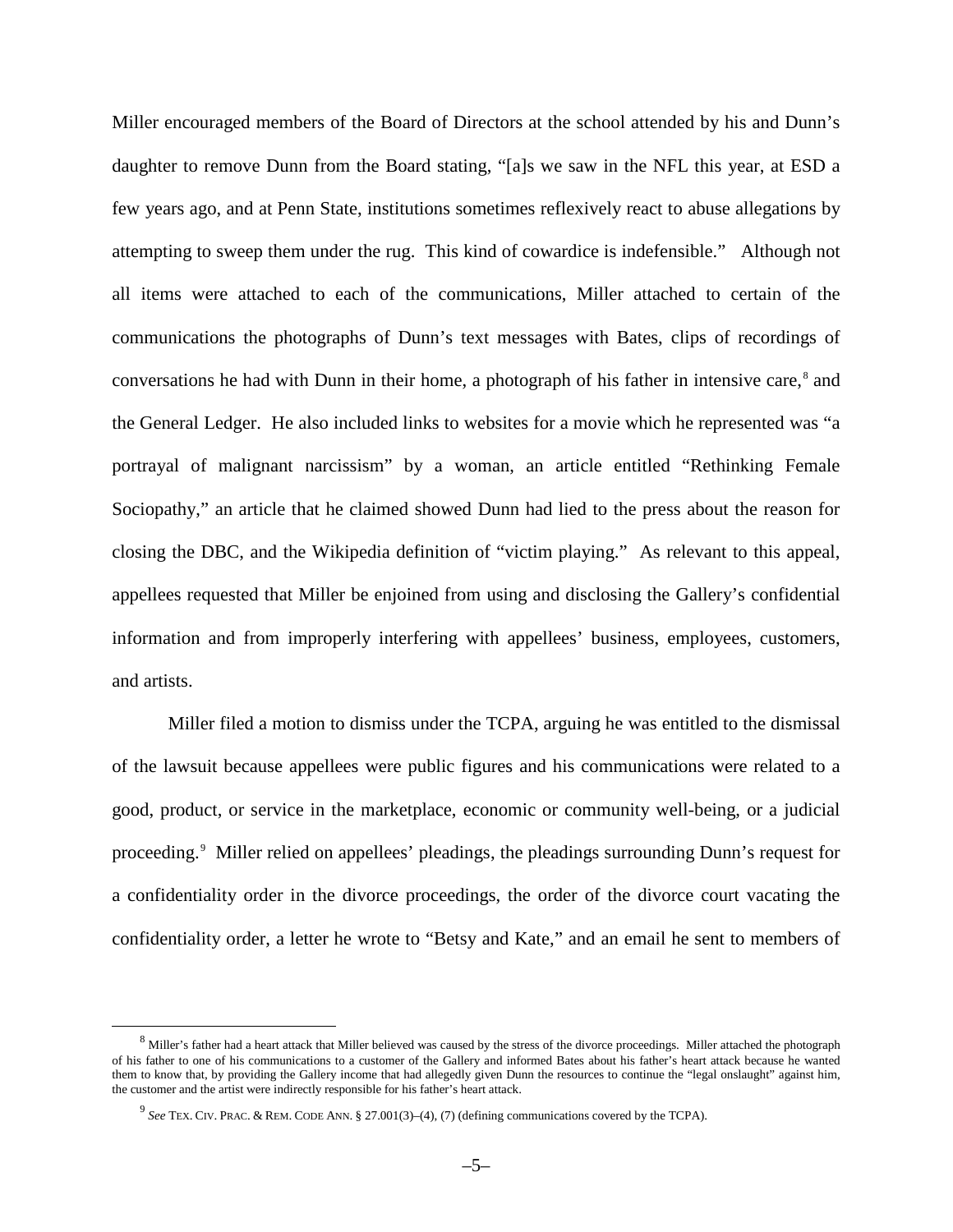Miller encouraged members of the Board of Directors at the school attended by his and Dunn's daughter to remove Dunn from the Board stating, "[a]s we saw in the NFL this year, at ESD a few years ago, and at Penn State, institutions sometimes reflexively react to abuse allegations by attempting to sweep them under the rug. This kind of cowardice is indefensible." Although not all items were attached to each of the communications, Miller attached to certain of the communications the photographs of Dunn's text messages with Bates, clips of recordings of conversations he had with Dunn in their home, a photograph of his father in intensive care,[8] and the General Ledger. He also included links to websites for a movie which he represented was "a portrayal of malignant narcissism" by a woman, an article entitled "Rethinking Female Sociopathy," an article that he claimed showed Dunn had lied to the press about the reason for closing the DBC, and the Wikipedia definition of "victim playing." As relevant to this appeal, appellees requested that Miller be enjoined from using and disclosing the Gallery's confidential information and from improperly interfering with appellees' business, employees, customers, and artists.

Miller filed a motion to dismiss under the TCPA, arguing he was entitled to the dismissal of the lawsuit because appellees were public figures and his communications were related to a good, product, or service in the marketplace, economic or community well-being, or a judicial proceeding.[9] Miller relied on appellees' pleadings, the pleadings surrounding Dunn's request for a confidentiality order in the divorce proceedings, the order of the divorce court vacating the confidentiality order, a letter he wrote to "Betsy and Kate," and an email he sent to members of

---

[8] Miller's father had a heart attack that Miller believed was caused by the stress of the divorce proceedings. Miller attached the photograph of his father to one of his communications to a customer of the Gallery and informed Bates about his father's heart attack because he wanted them to know that, by providing the Gallery income that had allegedly given Dunn the resources to continue the "legal onslaught" against him, the customer and the artist were indirectly responsible for his father's heart attack.

[9] *See* TEX. CIV. PRAC. & REM. CODE ANN. § 27.001(3)–(4), (7) (defining communications covered by the TCPA).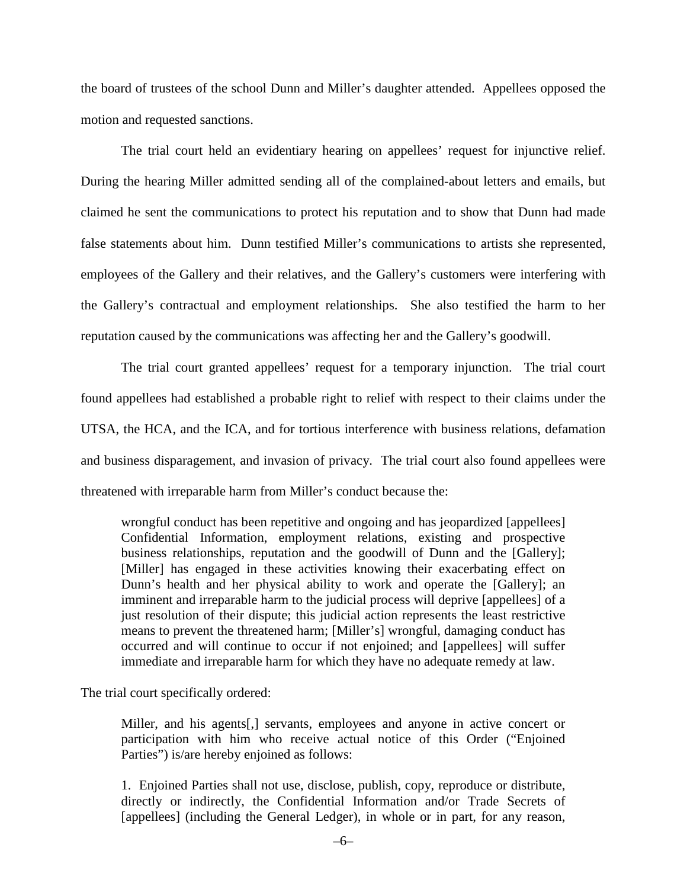the board of trustees of the school Dunn and Miller's daughter attended. Appellees opposed the motion and requested sanctions.

The trial court held an evidentiary hearing on appellees' request for injunctive relief. During the hearing Miller admitted sending all of the complained-about letters and emails, but claimed he sent the communications to protect his reputation and to show that Dunn had made false statements about him. Dunn testified Miller's communications to artists she represented, employees of the Gallery and their relatives, and the Gallery's customers were interfering with the Gallery's contractual and employment relationships. She also testified the harm to her reputation caused by the communications was affecting her and the Gallery's goodwill.

The trial court granted appellees' request for a temporary injunction. The trial court found appellees had established a probable right to relief with respect to their claims under the UTSA, the HCA, and the ICA, and for tortious interference with business relations, defamation and business disparagement, and invasion of privacy. The trial court also found appellees were threatened with irreparable harm from Miller's conduct because the:

> wrongful conduct has been repetitive and ongoing and has jeopardized [appellees] Confidential Information, employment relations, existing and prospective business relationships, reputation and the goodwill of Dunn and the [Gallery]; [Miller] has engaged in these activities knowing their exacerbating effect on Dunn's health and her physical ability to work and operate the [Gallery]; an imminent and irreparable harm to the judicial process will deprive [appellees] of a just resolution of their dispute; this judicial action represents the least restrictive means to prevent the threatened harm; [Miller's] wrongful, damaging conduct has occurred and will continue to occur if not enjoined; and [appellees] will suffer immediate and irreparable harm for which they have no adequate remedy at law.

The trial court specifically ordered:

> Miller, and his agents[,] servants, employees and anyone in active concert or participation with him who receive actual notice of this Order ("Enjoined Parties") is/are hereby enjoined as follows:
>
> 1. Enjoined Parties shall not use, disclose, publish, copy, reproduce or distribute, directly or indirectly, the Confidential Information and/or Trade Secrets of [appellees] (including the General Ledger), in whole or in part, for any reason,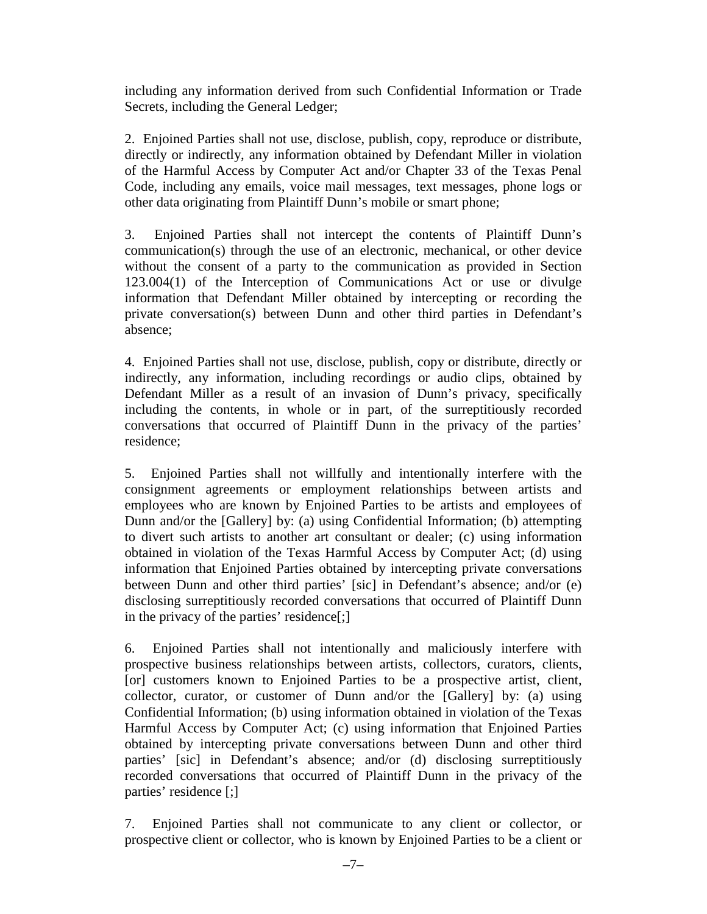including any information derived from such Confidential Information or Trade Secrets, including the General Ledger;

2. Enjoined Parties shall not use, disclose, publish, copy, reproduce or distribute, directly or indirectly, any information obtained by Defendant Miller in violation of the Harmful Access by Computer Act and/or Chapter 33 of the Texas Penal Code, including any emails, voice mail messages, text messages, phone logs or other data originating from Plaintiff Dunn's mobile or smart phone;

3. Enjoined Parties shall not intercept the contents of Plaintiff Dunn's communication(s) through the use of an electronic, mechanical, or other device without the consent of a party to the communication as provided in Section 123.004(1) of the Interception of Communications Act or use or divulge information that Defendant Miller obtained by intercepting or recording the private conversation(s) between Dunn and other third parties in Defendant's absence;

4. Enjoined Parties shall not use, disclose, publish, copy or distribute, directly or indirectly, any information, including recordings or audio clips, obtained by Defendant Miller as a result of an invasion of Dunn's privacy, specifically including the contents, in whole or in part, of the surreptitiously recorded conversations that occurred of Plaintiff Dunn in the privacy of the parties' residence;

5. Enjoined Parties shall not willfully and intentionally interfere with the consignment agreements or employment relationships between artists and employees who are known by Enjoined Parties to be artists and employees of Dunn and/or the [Gallery] by: (a) using Confidential Information; (b) attempting to divert such artists to another art consultant or dealer; (c) using information obtained in violation of the Texas Harmful Access by Computer Act; (d) using information that Enjoined Parties obtained by intercepting private conversations between Dunn and other third parties' [sic] in Defendant's absence; and/or (e) disclosing surreptitiously recorded conversations that occurred of Plaintiff Dunn in the privacy of the parties' residence[;]

6. Enjoined Parties shall not intentionally and maliciously interfere with prospective business relationships between artists, collectors, curators, clients, [or] customers known to Enjoined Parties to be a prospective artist, client, collector, curator, or customer of Dunn and/or the [Gallery] by: (a) using Confidential Information; (b) using information obtained in violation of the Texas Harmful Access by Computer Act; (c) using information that Enjoined Parties obtained by intercepting private conversations between Dunn and other third parties' [sic] in Defendant's absence; and/or (d) disclosing surreptitiously recorded conversations that occurred of Plaintiff Dunn in the privacy of the parties' residence [;]

7. Enjoined Parties shall not communicate to any client or collector, or prospective client or collector, who is known by Enjoined Parties to be a client or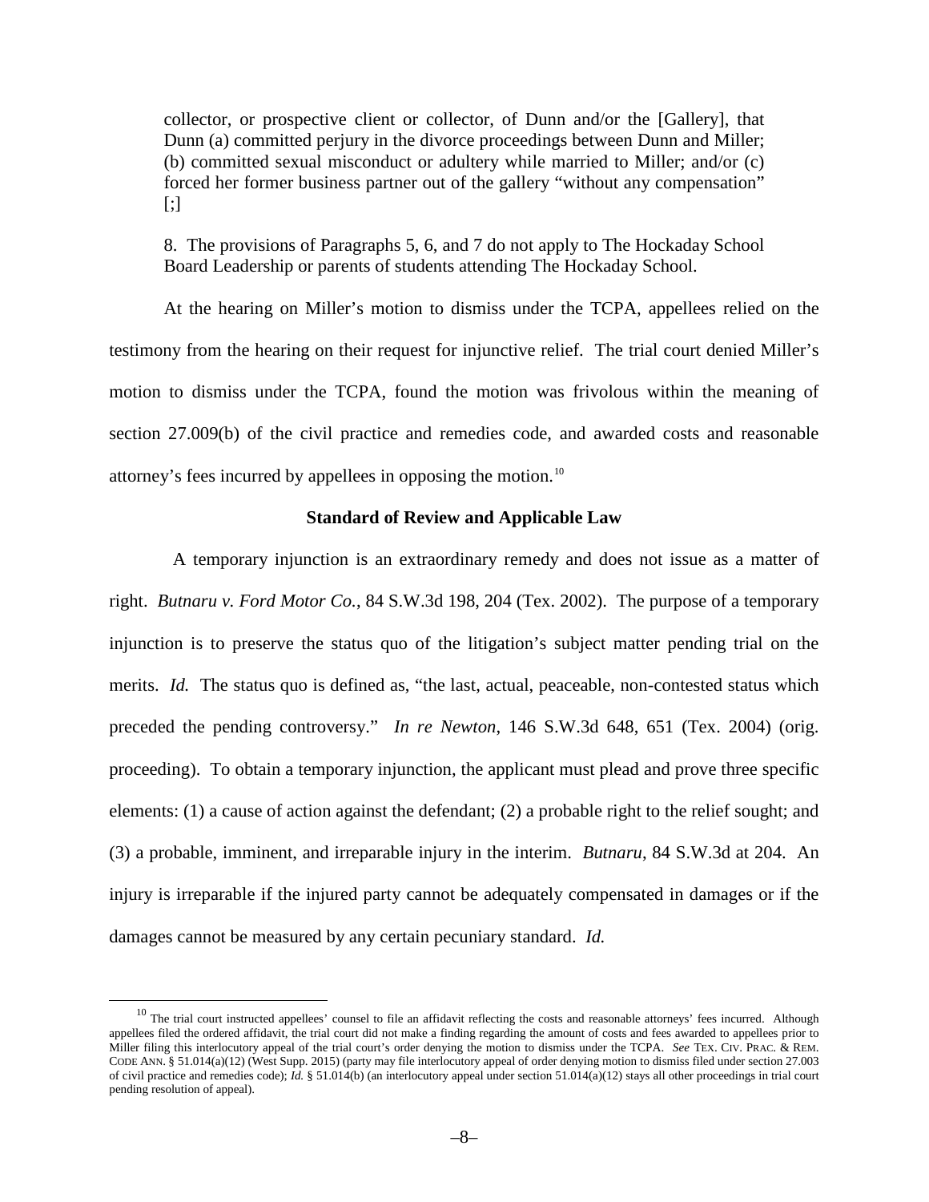collector, or prospective client or collector, of Dunn and/or the [Gallery], that Dunn (a) committed perjury in the divorce proceedings between Dunn and Miller; (b) committed sexual misconduct or adultery while married to Miller; and/or (c) forced her former business partner out of the gallery "without any compensation" [;]

8. The provisions of Paragraphs 5, 6, and 7 do not apply to The Hockaday School Board Leadership or parents of students attending The Hockaday School.

At the hearing on Miller's motion to dismiss under the TCPA, appellees relied on the testimony from the hearing on their request for injunctive relief. The trial court denied Miller's motion to dismiss under the TCPA, found the motion was frivolous within the meaning of section 27.009(b) of the civil practice and remedies code, and awarded costs and reasonable attorney's fees incurred by appellees in opposing the motion.[10]

## Standard of Review and Applicable Law

A temporary injunction is an extraordinary remedy and does not issue as a matter of right. *Butnaru v. Ford Motor Co.*, 84 S.W.3d 198, 204 (Tex. 2002). The purpose of a temporary injunction is to preserve the status quo of the litigation's subject matter pending trial on the merits. *Id.* The status quo is defined as, "the last, actual, peaceable, non-contested status which preceded the pending controversy." *In re Newton*, 146 S.W.3d 648, 651 (Tex. 2004) (orig. proceeding). To obtain a temporary injunction, the applicant must plead and prove three specific elements: (1) a cause of action against the defendant; (2) a probable right to the relief sought; and (3) a probable, imminent, and irreparable injury in the interim. *Butnaru*, 84 S.W.3d at 204. An injury is irreparable if the injured party cannot be adequately compensated in damages or if the damages cannot be measured by any certain pecuniary standard. *Id.*

[10] The trial court instructed appellees' counsel to file an affidavit reflecting the costs and reasonable attorneys' fees incurred. Although appellees filed the ordered affidavit, the trial court did not make a finding regarding the amount of costs and fees awarded to appellees prior to Miller filing this interlocutory appeal of the trial court's order denying the motion to dismiss under the TCPA. *See* TEX. CIV. PRAC. & REM. CODE ANN. § 51.014(a)(12) (West Supp. 2015) (party may file interlocutory appeal of order denying motion to dismiss filed under section 27.003 of civil practice and remedies code); *Id.* § 51.014(b) (an interlocutory appeal under section 51.014(a)(12) stays all other proceedings in trial court pending resolution of appeal).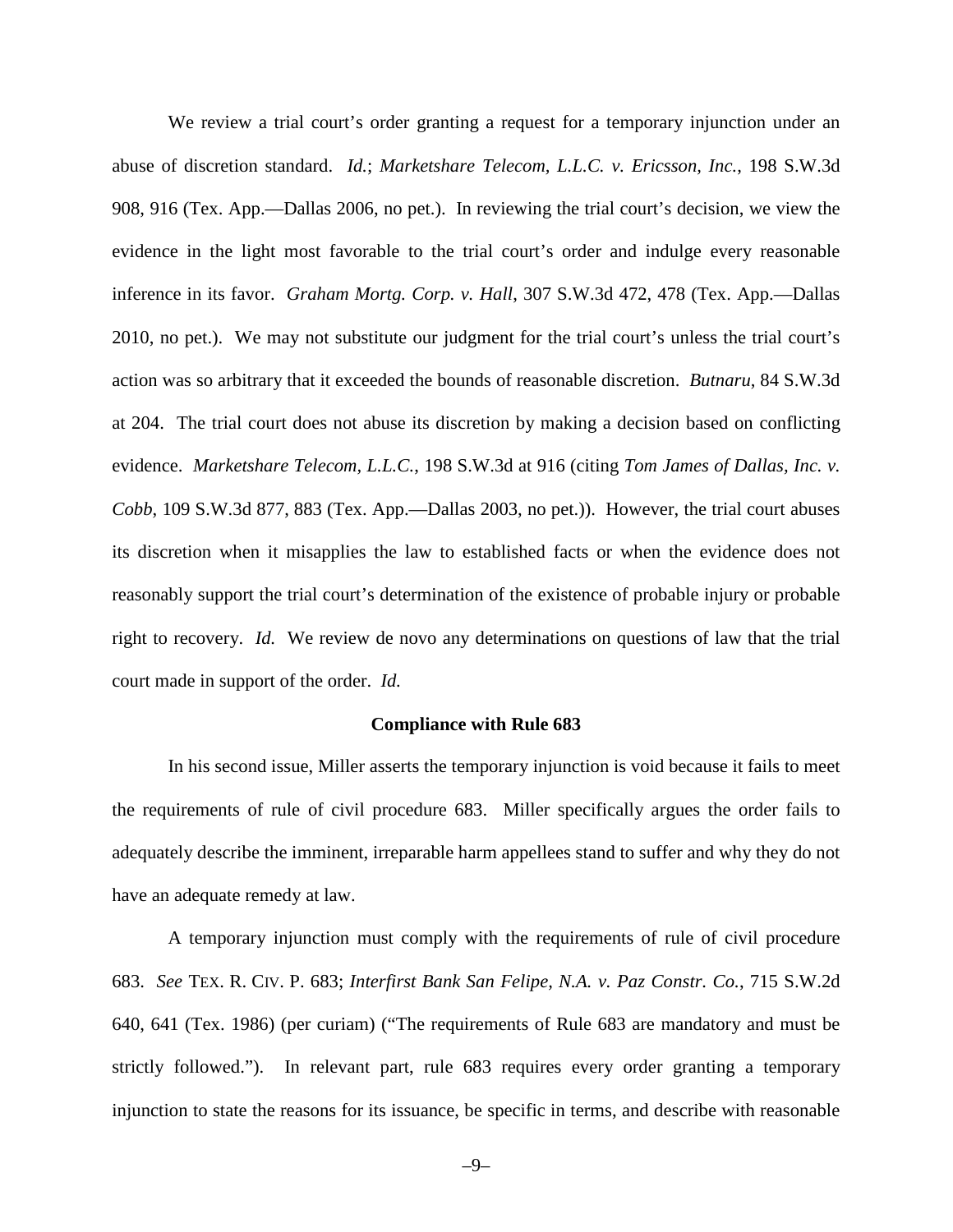We review a trial court's order granting a request for a temporary injunction under an abuse of discretion standard. *Id.*; *Marketshare Telecom, L.L.C. v. Ericsson, Inc.*, 198 S.W.3d 908, 916 (Tex. App.—Dallas 2006, no pet.). In reviewing the trial court's decision, we view the evidence in the light most favorable to the trial court's order and indulge every reasonable inference in its favor. *Graham Mortg. Corp. v. Hall*, 307 S.W.3d 472, 478 (Tex. App.—Dallas 2010, no pet.). We may not substitute our judgment for the trial court's unless the trial court's action was so arbitrary that it exceeded the bounds of reasonable discretion. *Butnaru*, 84 S.W.3d at 204. The trial court does not abuse its discretion by making a decision based on conflicting evidence. *Marketshare Telecom, L.L.C.*, 198 S.W.3d at 916 (citing *Tom James of Dallas, Inc. v. Cobb*, 109 S.W.3d 877, 883 (Tex. App.—Dallas 2003, no pet.)). However, the trial court abuses its discretion when it misapplies the law to established facts or when the evidence does not reasonably support the trial court's determination of the existence of probable injury or probable right to recovery. *Id.* We review de novo any determinations on questions of law that the trial court made in support of the order. *Id.*

**Compliance with Rule 683**

In his second issue, Miller asserts the temporary injunction is void because it fails to meet the requirements of rule of civil procedure 683. Miller specifically argues the order fails to adequately describe the imminent, irreparable harm appellees stand to suffer and why they do not have an adequate remedy at law.

A temporary injunction must comply with the requirements of rule of civil procedure 683. *See* TEX. R. CIV. P. 683; *Interfirst Bank San Felipe, N.A. v. Paz Constr. Co.*, 715 S.W.2d 640, 641 (Tex. 1986) (per curiam) ("The requirements of Rule 683 are mandatory and must be strictly followed."). In relevant part, rule 683 requires every order granting a temporary injunction to state the reasons for its issuance, be specific in terms, and describe with reasonable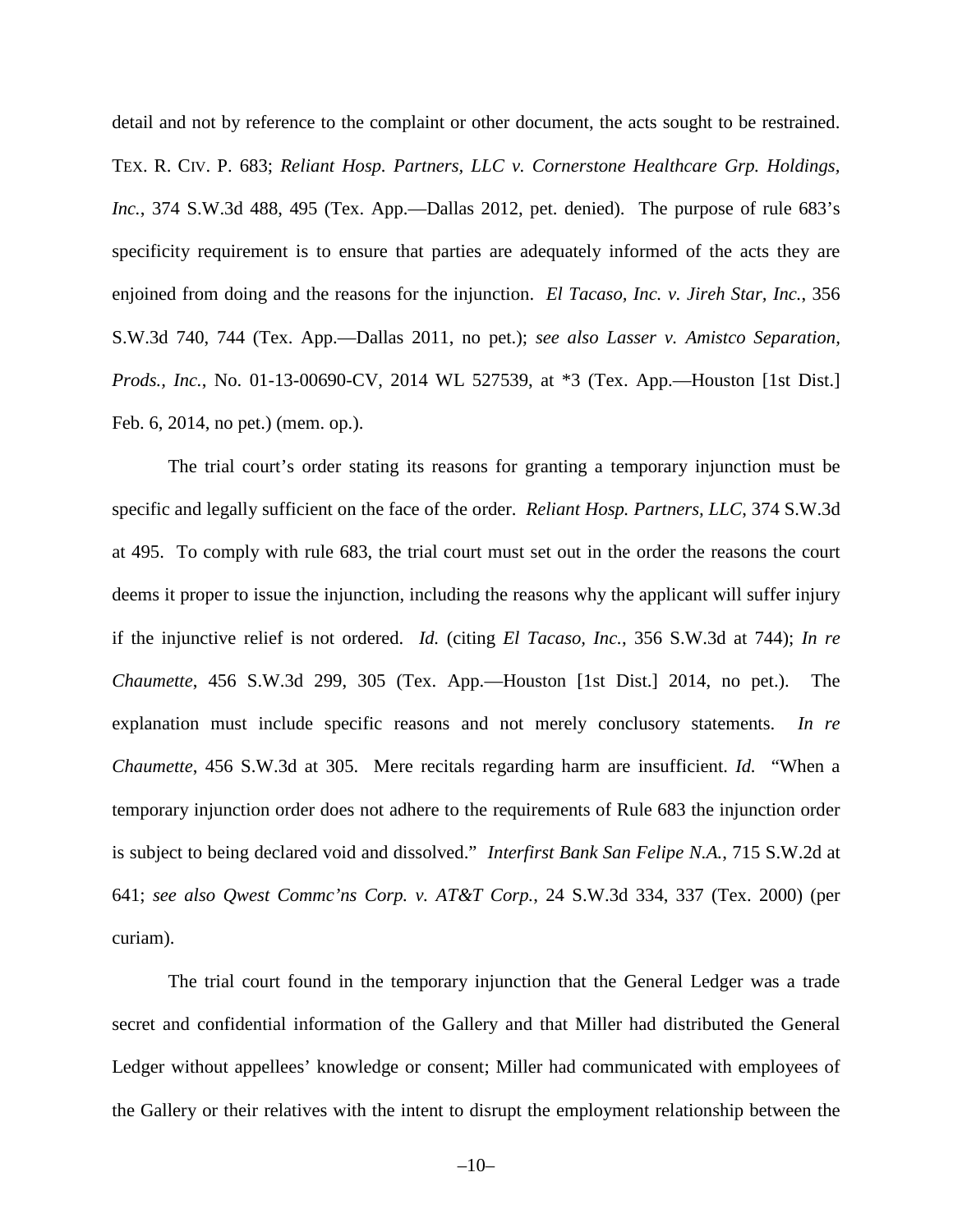detail and not by reference to the complaint or other document, the acts sought to be restrained. TEX. R. CIV. P. 683; *Reliant Hosp. Partners, LLC v. Cornerstone Healthcare Grp. Holdings, Inc.*, 374 S.W.3d 488, 495 (Tex. App.—Dallas 2012, pet. denied). The purpose of rule 683's specificity requirement is to ensure that parties are adequately informed of the acts they are enjoined from doing and the reasons for the injunction. *El Tacaso, Inc. v. Jireh Star, Inc.*, 356 S.W.3d 740, 744 (Tex. App.—Dallas 2011, no pet.); *see also Lasser v. Amistco Separation, Prods., Inc.*, No. 01-13-00690-CV, 2014 WL 527539, at *3 (Tex. App.—Houston [1st Dist.] Feb. 6, 2014, no pet.) (mem. op.).

The trial court's order stating its reasons for granting a temporary injunction must be specific and legally sufficient on the face of the order. *Reliant Hosp. Partners, LLC*, 374 S.W.3d at 495. To comply with rule 683, the trial court must set out in the order the reasons the court deems it proper to issue the injunction, including the reasons why the applicant will suffer injury if the injunctive relief is not ordered. *Id.* (citing *El Tacaso, Inc.*, 356 S.W.3d at 744); *In re Chaumette*, 456 S.W.3d 299, 305 (Tex. App.—Houston [1st Dist.] 2014, no pet.). The explanation must include specific reasons and not merely conclusory statements. *In re Chaumette*, 456 S.W.3d at 305. Mere recitals regarding harm are insufficient. *Id.* "When a temporary injunction order does not adhere to the requirements of Rule 683 the injunction order is subject to being declared void and dissolved." *Interfirst Bank San Felipe N.A.*, 715 S.W.2d at 641; *see also Qwest Commc'ns Corp. v. AT&T Corp.*, 24 S.W.3d 334, 337 (Tex. 2000) (per curiam).

The trial court found in the temporary injunction that the General Ledger was a trade secret and confidential information of the Gallery and that Miller had distributed the General Ledger without appellees' knowledge or consent; Miller had communicated with employees of the Gallery or their relatives with the intent to disrupt the employment relationship between the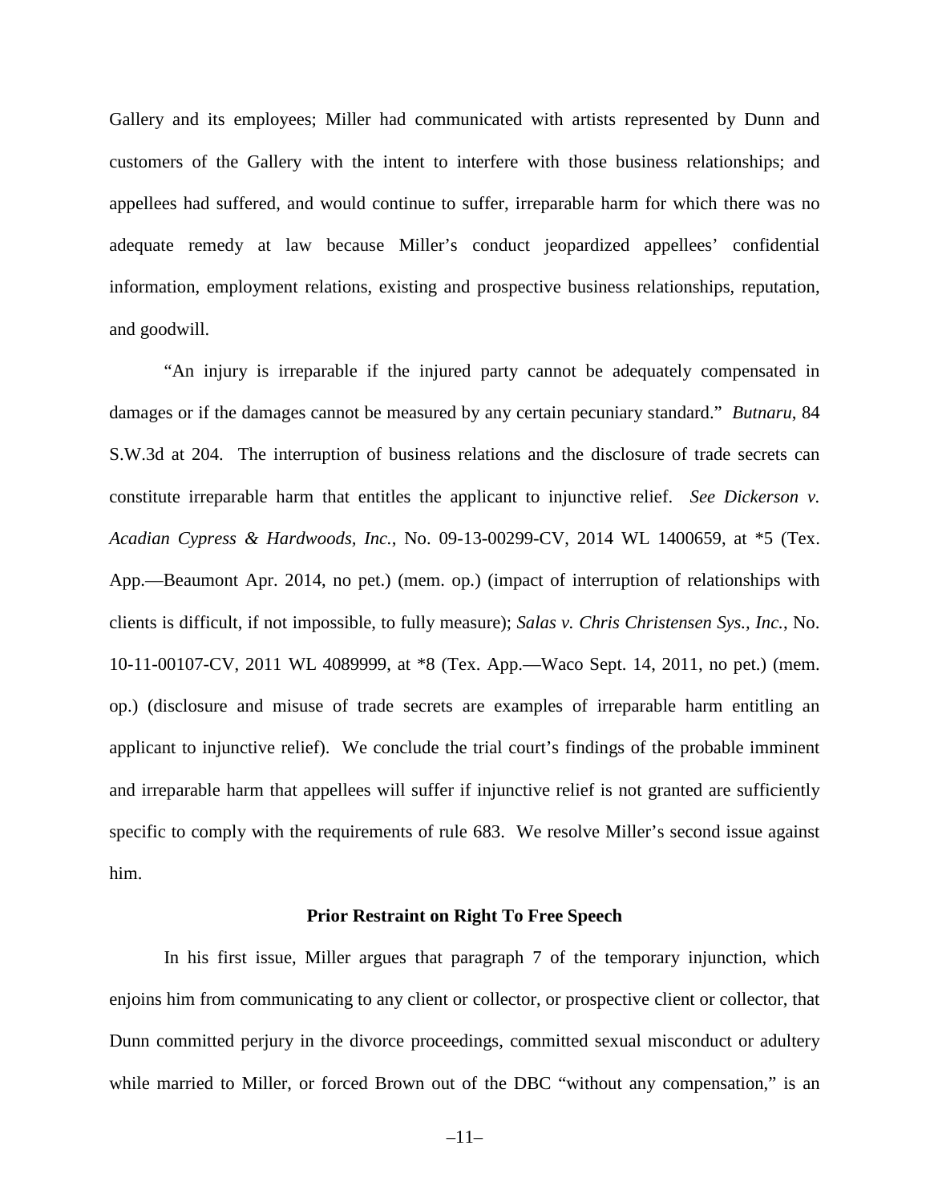Gallery and its employees; Miller had communicated with artists represented by Dunn and customers of the Gallery with the intent to interfere with those business relationships; and appellees had suffered, and would continue to suffer, irreparable harm for which there was no adequate remedy at law because Miller's conduct jeopardized appellees' confidential information, employment relations, existing and prospective business relationships, reputation, and goodwill.

"An injury is irreparable if the injured party cannot be adequately compensated in damages or if the damages cannot be measured by any certain pecuniary standard." *Butnaru*, 84 S.W.3d at 204. The interruption of business relations and the disclosure of trade secrets can constitute irreparable harm that entitles the applicant to injunctive relief. *See Dickerson v. Acadian Cypress & Hardwoods, Inc.*, No. 09-13-00299-CV, 2014 WL 1400659, at *5 (Tex. App.—Beaumont Apr. 2014, no pet.) (mem. op.) (impact of interruption of relationships with clients is difficult, if not impossible, to fully measure); *Salas v. Chris Christensen Sys., Inc.*, No. 10-11-00107-CV, 2011 WL 4089999, at *8 (Tex. App.—Waco Sept. 14, 2011, no pet.) (mem. op.) (disclosure and misuse of trade secrets are examples of irreparable harm entitling an applicant to injunctive relief). We conclude the trial court's findings of the probable imminent and irreparable harm that appellees will suffer if injunctive relief is not granted are sufficiently specific to comply with the requirements of rule 683. We resolve Miller's second issue against him.

**Prior Restraint on Right To Free Speech**

In his first issue, Miller argues that paragraph 7 of the temporary injunction, which enjoins him from communicating to any client or collector, or prospective client or collector, that Dunn committed perjury in the divorce proceedings, committed sexual misconduct or adultery while married to Miller, or forced Brown out of the DBC "without any compensation," is an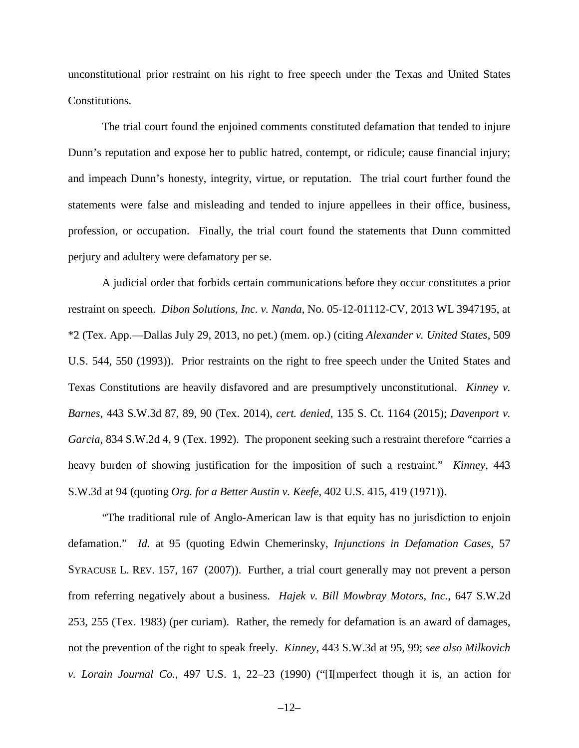unconstitutional prior restraint on his right to free speech under the Texas and United States Constitutions.

The trial court found the enjoined comments constituted defamation that tended to injure Dunn's reputation and expose her to public hatred, contempt, or ridicule; cause financial injury; and impeach Dunn's honesty, integrity, virtue, or reputation. The trial court further found the statements were false and misleading and tended to injure appellees in their office, business, profession, or occupation. Finally, the trial court found the statements that Dunn committed perjury and adultery were defamatory per se.

A judicial order that forbids certain communications before they occur constitutes a prior restraint on speech. *Dibon Solutions, Inc. v. Nanda*, No. 05-12-01112-CV, 2013 WL 3947195, at *2 (Tex. App.—Dallas July 29, 2013, no pet.) (mem. op.) (citing *Alexander v. United States*, 509 U.S. 544, 550 (1993)). Prior restraints on the right to free speech under the United States and Texas Constitutions are heavily disfavored and are presumptively unconstitutional. *Kinney v. Barnes*, 443 S.W.3d 87, 89, 90 (Tex. 2014), *cert. denied*, 135 S. Ct. 1164 (2015); *Davenport v. Garcia*, 834 S.W.2d 4, 9 (Tex. 1992). The proponent seeking such a restraint therefore "carries a heavy burden of showing justification for the imposition of such a restraint." *Kinney*, 443 S.W.3d at 94 (quoting *Org. for a Better Austin v. Keefe*, 402 U.S. 415, 419 (1971)).

"The traditional rule of Anglo-American law is that equity has no jurisdiction to enjoin defamation." *Id.* at 95 (quoting Edwin Chemerinsky, *Injunctions in Defamation Cases*, 57 SYRACUSE L. REV. 157, 167 (2007)). Further, a trial court generally may not prevent a person from referring negatively about a business. *Hajek v. Bill Mowbray Motors, Inc.*, 647 S.W.2d 253, 255 (Tex. 1983) (per curiam). Rather, the remedy for defamation is an award of damages, not the prevention of the right to speak freely. *Kinney*, 443 S.W.3d at 95, 99; *see also Milkovich v. Lorain Journal Co.*, 497 U.S. 1, 22–23 (1990) ("[I[mperfect though it is, an action for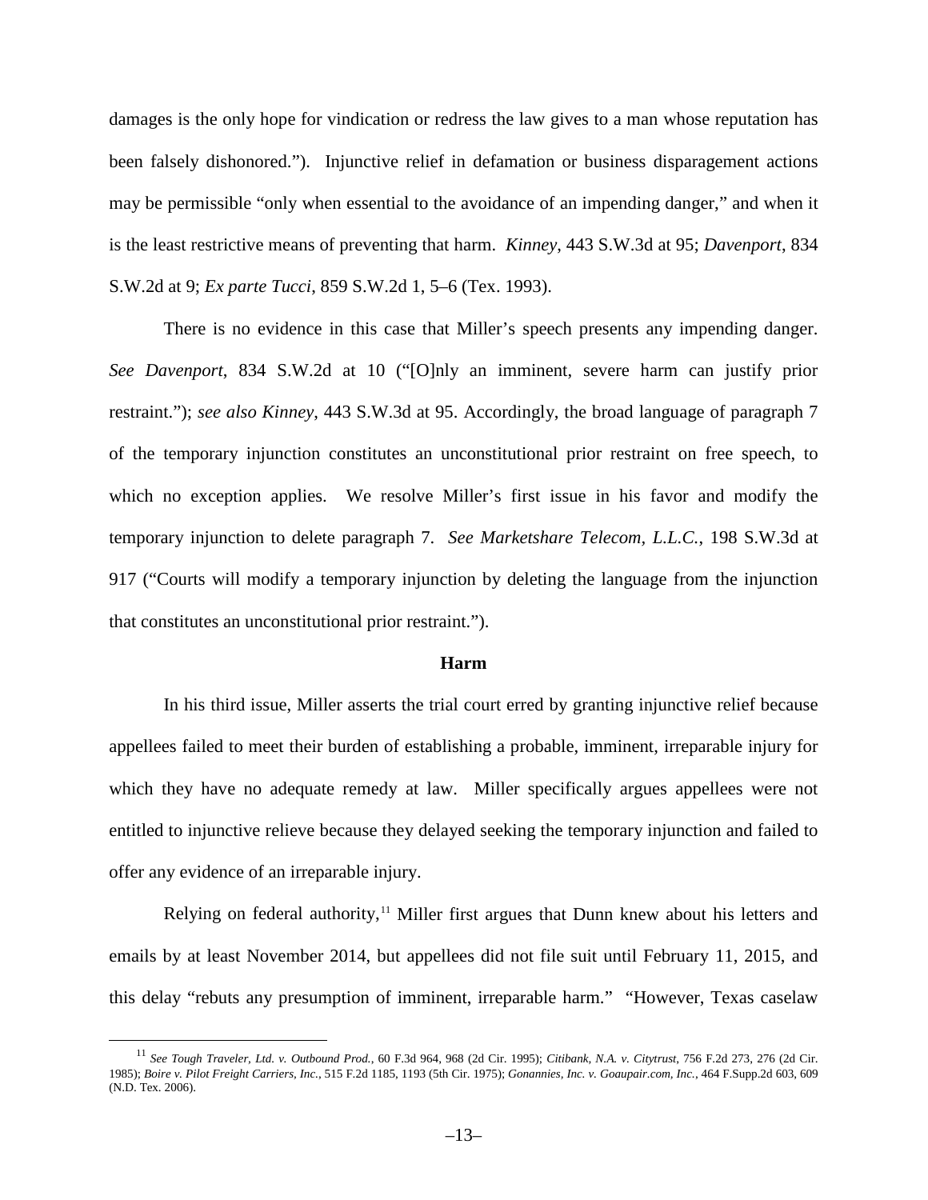damages is the only hope for vindication or redress the law gives to a man whose reputation has been falsely dishonored."). Injunctive relief in defamation or business disparagement actions may be permissible "only when essential to the avoidance of an impending danger," and when it is the least restrictive means of preventing that harm. *Kinney*, 443 S.W.3d at 95; *Davenport*, 834 S.W.2d at 9; *Ex parte Tucci*, 859 S.W.2d 1, 5–6 (Tex. 1993).

There is no evidence in this case that Miller's speech presents any impending danger. *See Davenport*, 834 S.W.2d at 10 ("[O]nly an imminent, severe harm can justify prior restraint."); *see also Kinney*, 443 S.W.3d at 95. Accordingly, the broad language of paragraph 7 of the temporary injunction constitutes an unconstitutional prior restraint on free speech, to which no exception applies. We resolve Miller's first issue in his favor and modify the temporary injunction to delete paragraph 7. *See Marketshare Telecom, L.L.C.*, 198 S.W.3d at 917 ("Courts will modify a temporary injunction by deleting the language from the injunction that constitutes an unconstitutional prior restraint.").

**Harm**

In his third issue, Miller asserts the trial court erred by granting injunctive relief because appellees failed to meet their burden of establishing a probable, imminent, irreparable injury for which they have no adequate remedy at law. Miller specifically argues appellees were not entitled to injunctive relieve because they delayed seeking the temporary injunction and failed to offer any evidence of an irreparable injury.

Relying on federal authority,[11] Miller first argues that Dunn knew about his letters and emails by at least November 2014, but appellees did not file suit until February 11, 2015, and this delay "rebuts any presumption of imminent, irreparable harm." "However, Texas caselaw

[11] *See Tough Traveler, Ltd. v. Outbound Prod.*, 60 F.3d 964, 968 (2d Cir. 1995); *Citibank, N.A. v. Citytrust*, 756 F.2d 273, 276 (2d Cir. 1985); *Boire v. Pilot Freight Carriers, Inc.*, 515 F.2d 1185, 1193 (5th Cir. 1975); *Gonannies, Inc. v. Goaupair.com, Inc.*, 464 F.Supp.2d 603, 609 (N.D. Tex. 2006).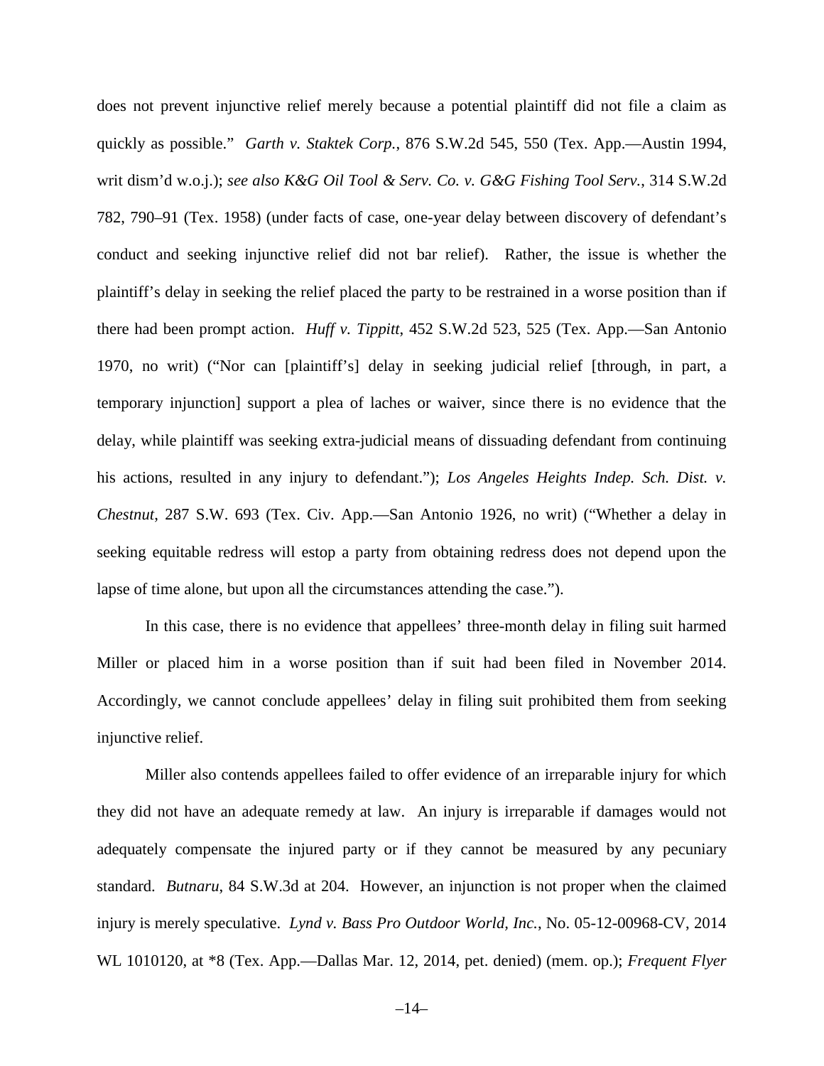does not prevent injunctive relief merely because a potential plaintiff did not file a claim as quickly as possible." *Garth v. Staktek Corp.*, 876 S.W.2d 545, 550 (Tex. App.—Austin 1994, writ dism'd w.o.j.); *see also K&G Oil Tool & Serv. Co. v. G&G Fishing Tool Serv.*, 314 S.W.2d 782, 790–91 (Tex. 1958) (under facts of case, one-year delay between discovery of defendant's conduct and seeking injunctive relief did not bar relief). Rather, the issue is whether the plaintiff's delay in seeking the relief placed the party to be restrained in a worse position than if there had been prompt action. *Huff v. Tippitt*, 452 S.W.2d 523, 525 (Tex. App.—San Antonio 1970, no writ) ("Nor can [plaintiff's] delay in seeking judicial relief [through, in part, a temporary injunction] support a plea of laches or waiver, since there is no evidence that the delay, while plaintiff was seeking extra-judicial means of dissuading defendant from continuing his actions, resulted in any injury to defendant."); *Los Angeles Heights Indep. Sch. Dist. v. Chestnut*, 287 S.W. 693 (Tex. Civ. App.—San Antonio 1926, no writ) ("Whether a delay in seeking equitable redress will estop a party from obtaining redress does not depend upon the lapse of time alone, but upon all the circumstances attending the case.").

In this case, there is no evidence that appellees' three-month delay in filing suit harmed Miller or placed him in a worse position than if suit had been filed in November 2014. Accordingly, we cannot conclude appellees' delay in filing suit prohibited them from seeking injunctive relief.

Miller also contends appellees failed to offer evidence of an irreparable injury for which they did not have an adequate remedy at law. An injury is irreparable if damages would not adequately compensate the injured party or if they cannot be measured by any pecuniary standard. *Butnaru*, 84 S.W.3d at 204. However, an injunction is not proper when the claimed injury is merely speculative. *Lynd v. Bass Pro Outdoor World, Inc.*, No. 05-12-00968-CV, 2014 WL 1010120, at *8 (Tex. App.—Dallas Mar. 12, 2014, pet. denied) (mem. op.); *Frequent Flyer*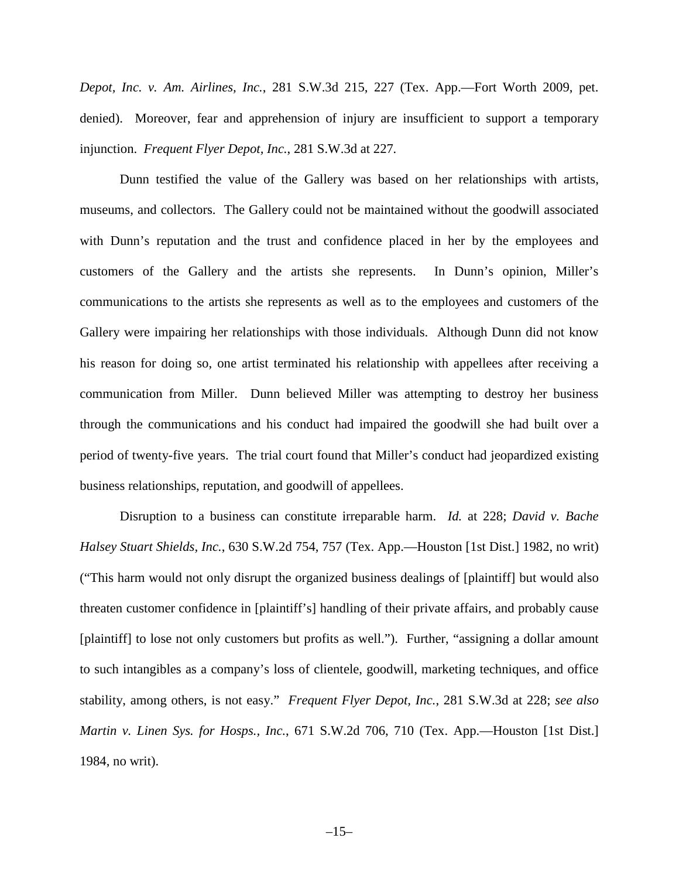*Depot, Inc. v. Am. Airlines, Inc.*, 281 S.W.3d 215, 227 (Tex. App.—Fort Worth 2009, pet. denied). Moreover, fear and apprehension of injury are insufficient to support a temporary injunction. *Frequent Flyer Depot, Inc.*, 281 S.W.3d at 227.

Dunn testified the value of the Gallery was based on her relationships with artists, museums, and collectors. The Gallery could not be maintained without the goodwill associated with Dunn's reputation and the trust and confidence placed in her by the employees and customers of the Gallery and the artists she represents. In Dunn's opinion, Miller's communications to the artists she represents as well as to the employees and customers of the Gallery were impairing her relationships with those individuals. Although Dunn did not know his reason for doing so, one artist terminated his relationship with appellees after receiving a communication from Miller. Dunn believed Miller was attempting to destroy her business through the communications and his conduct had impaired the goodwill she had built over a period of twenty-five years. The trial court found that Miller's conduct had jeopardized existing business relationships, reputation, and goodwill of appellees.

Disruption to a business can constitute irreparable harm. *Id.* at 228; *David v. Bache Halsey Stuart Shields, Inc.*, 630 S.W.2d 754, 757 (Tex. App.—Houston [1st Dist.] 1982, no writ) ("This harm would not only disrupt the organized business dealings of [plaintiff] but would also threaten customer confidence in [plaintiff's] handling of their private affairs, and probably cause [plaintiff] to lose not only customers but profits as well."). Further, "assigning a dollar amount to such intangibles as a company's loss of clientele, goodwill, marketing techniques, and office stability, among others, is not easy." *Frequent Flyer Depot, Inc.*, 281 S.W.3d at 228; *see also Martin v. Linen Sys. for Hosps., Inc.*, 671 S.W.2d 706, 710 (Tex. App.—Houston [1st Dist.] 1984, no writ).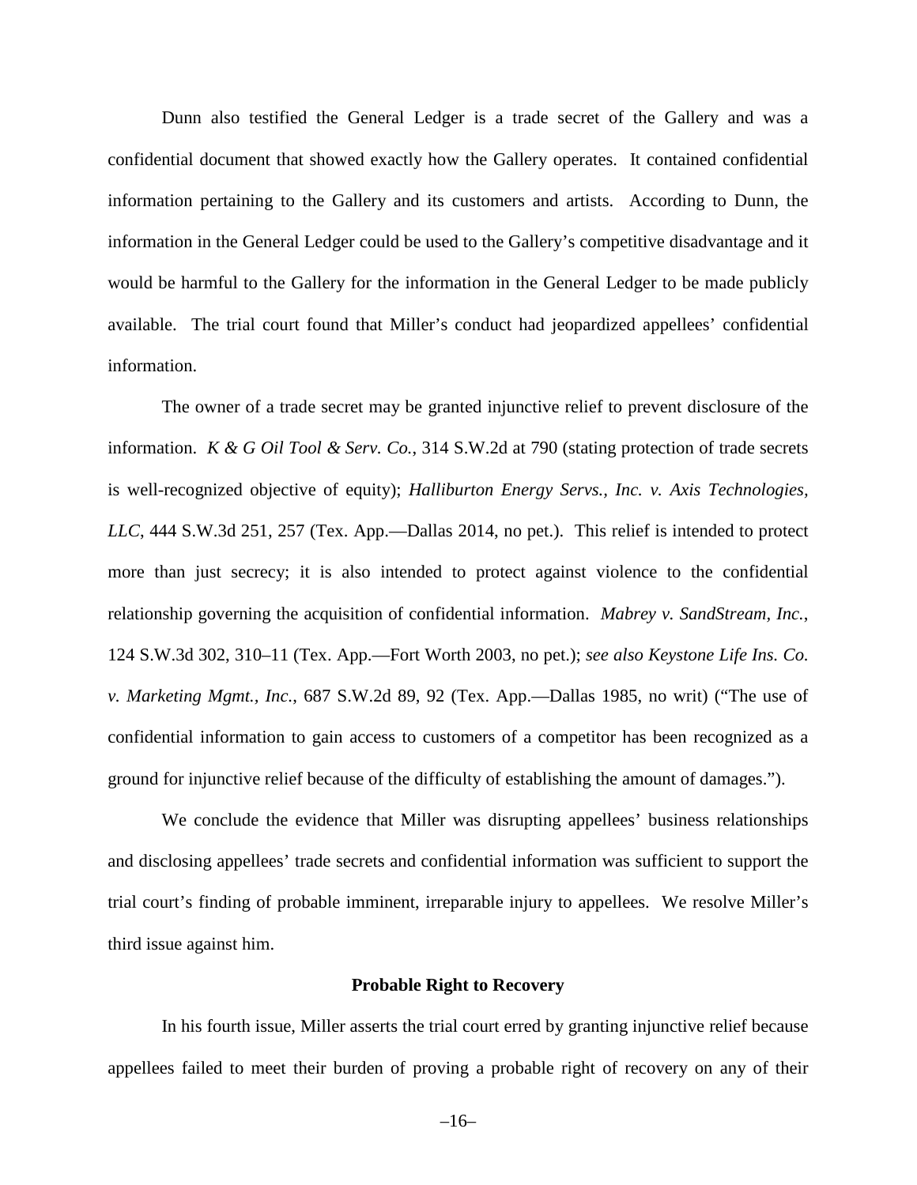Dunn also testified the General Ledger is a trade secret of the Gallery and was a confidential document that showed exactly how the Gallery operates. It contained confidential information pertaining to the Gallery and its customers and artists. According to Dunn, the information in the General Ledger could be used to the Gallery's competitive disadvantage and it would be harmful to the Gallery for the information in the General Ledger to be made publicly available. The trial court found that Miller's conduct had jeopardized appellees' confidential information.

The owner of a trade secret may be granted injunctive relief to prevent disclosure of the information. *K & G Oil Tool & Serv. Co.*, 314 S.W.2d at 790 (stating protection of trade secrets is well-recognized objective of equity); *Halliburton Energy Servs., Inc. v. Axis Technologies, LLC*, 444 S.W.3d 251, 257 (Tex. App.—Dallas 2014, no pet.). This relief is intended to protect more than just secrecy; it is also intended to protect against violence to the confidential relationship governing the acquisition of confidential information. *Mabrey v. SandStream, Inc.*, 124 S.W.3d 302, 310–11 (Tex. App.—Fort Worth 2003, no pet.); *see also Keystone Life Ins. Co. v. Marketing Mgmt., Inc.*, 687 S.W.2d 89, 92 (Tex. App.—Dallas 1985, no writ) ("The use of confidential information to gain access to customers of a competitor has been recognized as a ground for injunctive relief because of the difficulty of establishing the amount of damages.").

We conclude the evidence that Miller was disrupting appellees' business relationships and disclosing appellees' trade secrets and confidential information was sufficient to support the trial court's finding of probable imminent, irreparable injury to appellees. We resolve Miller's third issue against him.

### Probable Right to Recovery

In his fourth issue, Miller asserts the trial court erred by granting injunctive relief because appellees failed to meet their burden of proving a probable right of recovery on any of their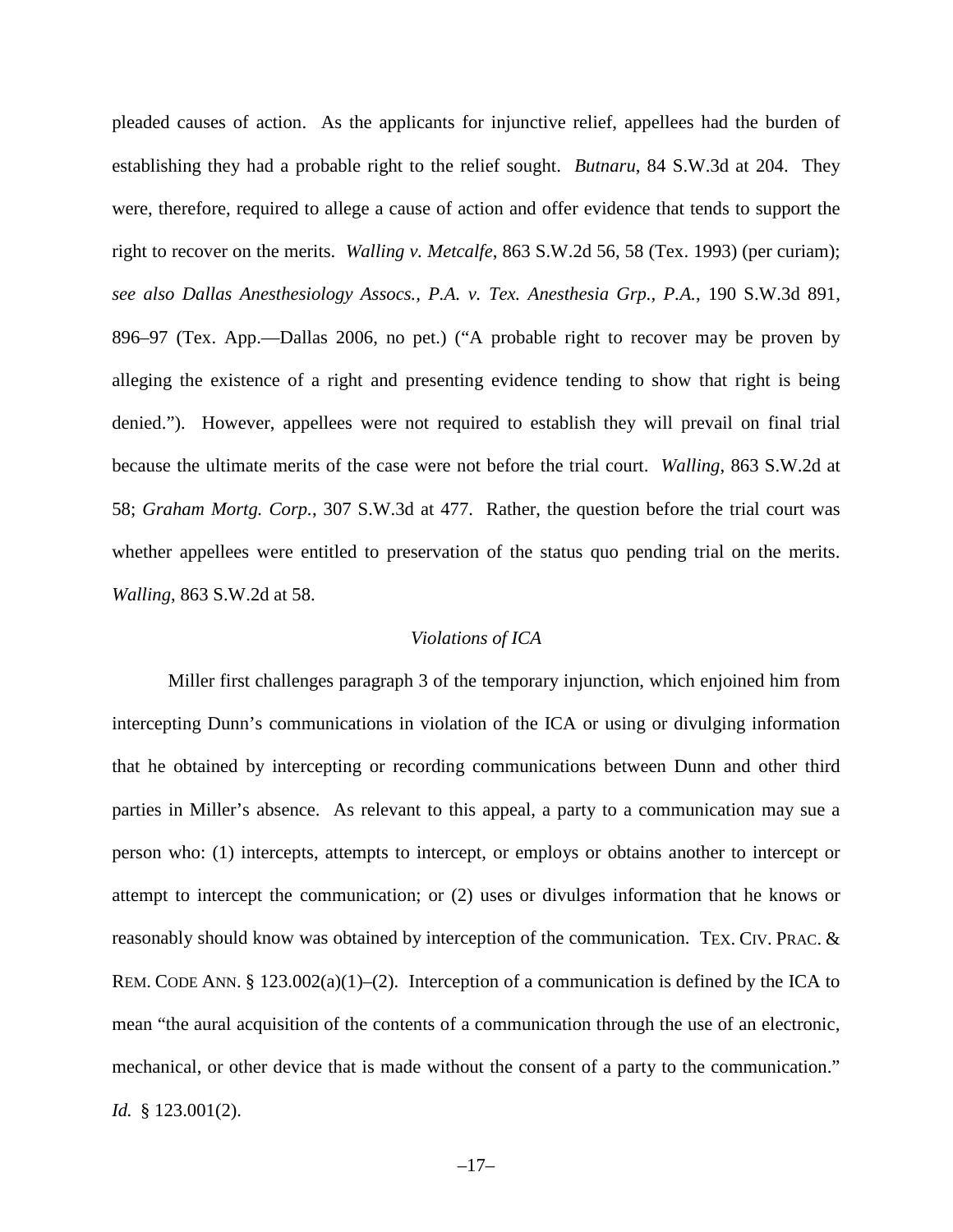pleaded causes of action. As the applicants for injunctive relief, appellees had the burden of establishing they had a probable right to the relief sought. *Butnaru*, 84 S.W.3d at 204. They were, therefore, required to allege a cause of action and offer evidence that tends to support the right to recover on the merits. *Walling v. Metcalfe*, 863 S.W.2d 56, 58 (Tex. 1993) (per curiam); *see also Dallas Anesthesiology Assocs., P.A. v. Tex. Anesthesia Grp., P.A.*, 190 S.W.3d 891, 896–97 (Tex. App.—Dallas 2006, no pet.) ("A probable right to recover may be proven by alleging the existence of a right and presenting evidence tending to show that right is being denied."). However, appellees were not required to establish they will prevail on final trial because the ultimate merits of the case were not before the trial court. *Walling*, 863 S.W.2d at 58; *Graham Mortg. Corp.*, 307 S.W.3d at 477. Rather, the question before the trial court was whether appellees were entitled to preservation of the status quo pending trial on the merits. *Walling*, 863 S.W.2d at 58.

*Violations of ICA*

Miller first challenges paragraph 3 of the temporary injunction, which enjoined him from intercepting Dunn's communications in violation of the ICA or using or divulging information that he obtained by intercepting or recording communications between Dunn and other third parties in Miller's absence. As relevant to this appeal, a party to a communication may sue a person who: (1) intercepts, attempts to intercept, or employs or obtains another to intercept or attempt to intercept the communication; or (2) uses or divulges information that he knows or reasonably should know was obtained by interception of the communication. TEX. CIV. PRAC. & REM. CODE ANN. § 123.002(a)(1)–(2). Interception of a communication is defined by the ICA to mean "the aural acquisition of the contents of a communication through the use of an electronic, mechanical, or other device that is made without the consent of a party to the communication." *Id.* § 123.001(2).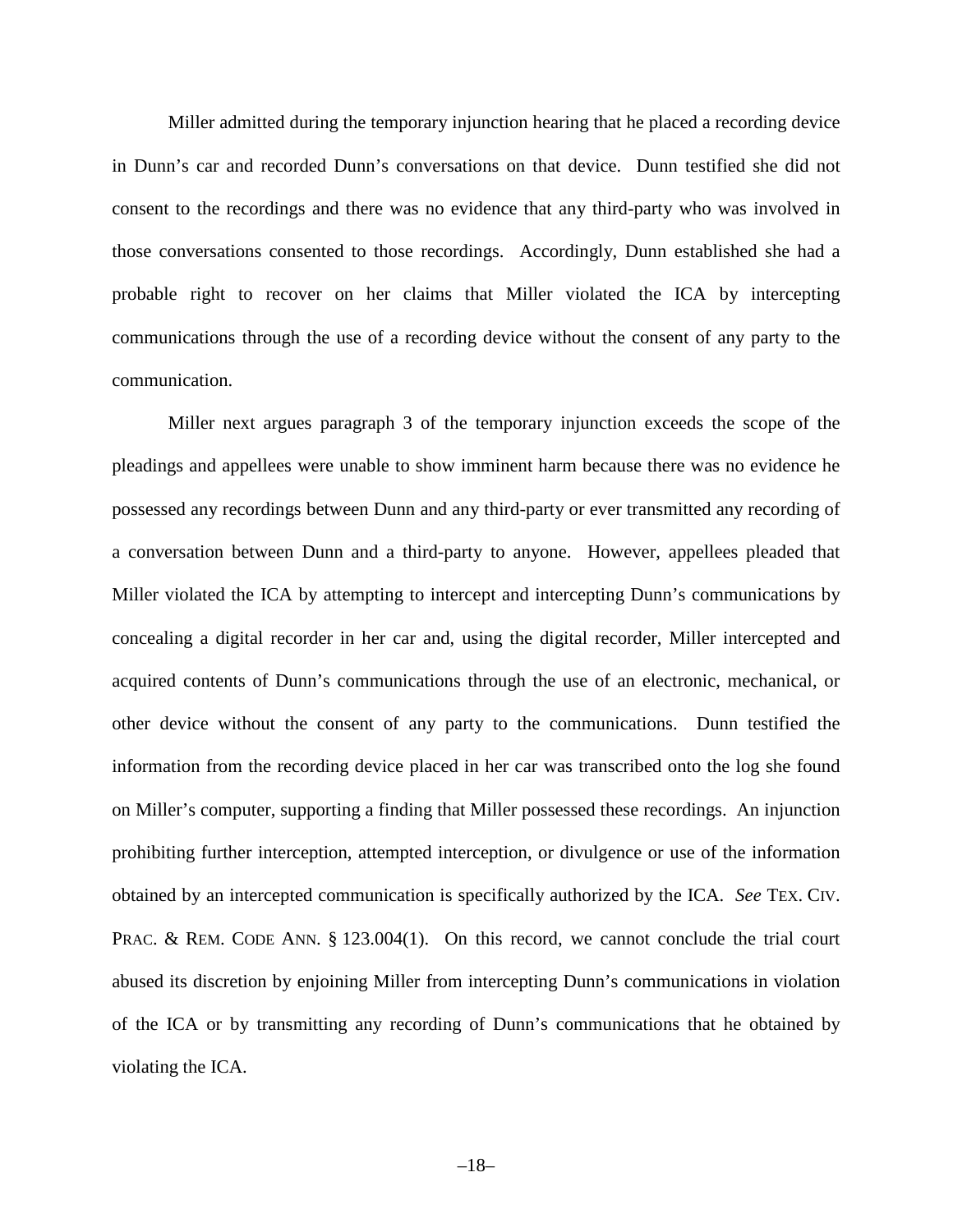Miller admitted during the temporary injunction hearing that he placed a recording device in Dunn's car and recorded Dunn's conversations on that device. Dunn testified she did not consent to the recordings and there was no evidence that any third-party who was involved in those conversations consented to those recordings. Accordingly, Dunn established she had a probable right to recover on her claims that Miller violated the ICA by intercepting communications through the use of a recording device without the consent of any party to the communication.

Miller next argues paragraph 3 of the temporary injunction exceeds the scope of the pleadings and appellees were unable to show imminent harm because there was no evidence he possessed any recordings between Dunn and any third-party or ever transmitted any recording of a conversation between Dunn and a third-party to anyone. However, appellees pleaded that Miller violated the ICA by attempting to intercept and intercepting Dunn's communications by concealing a digital recorder in her car and, using the digital recorder, Miller intercepted and acquired contents of Dunn's communications through the use of an electronic, mechanical, or other device without the consent of any party to the communications. Dunn testified the information from the recording device placed in her car was transcribed onto the log she found on Miller's computer, supporting a finding that Miller possessed these recordings. An injunction prohibiting further interception, attempted interception, or divulgence or use of the information obtained by an intercepted communication is specifically authorized by the ICA. *See* TEX. CIV. PRAC. & REM. CODE ANN. § 123.004(1). On this record, we cannot conclude the trial court abused its discretion by enjoining Miller from intercepting Dunn's communications in violation of the ICA or by transmitting any recording of Dunn's communications that he obtained by violating the ICA.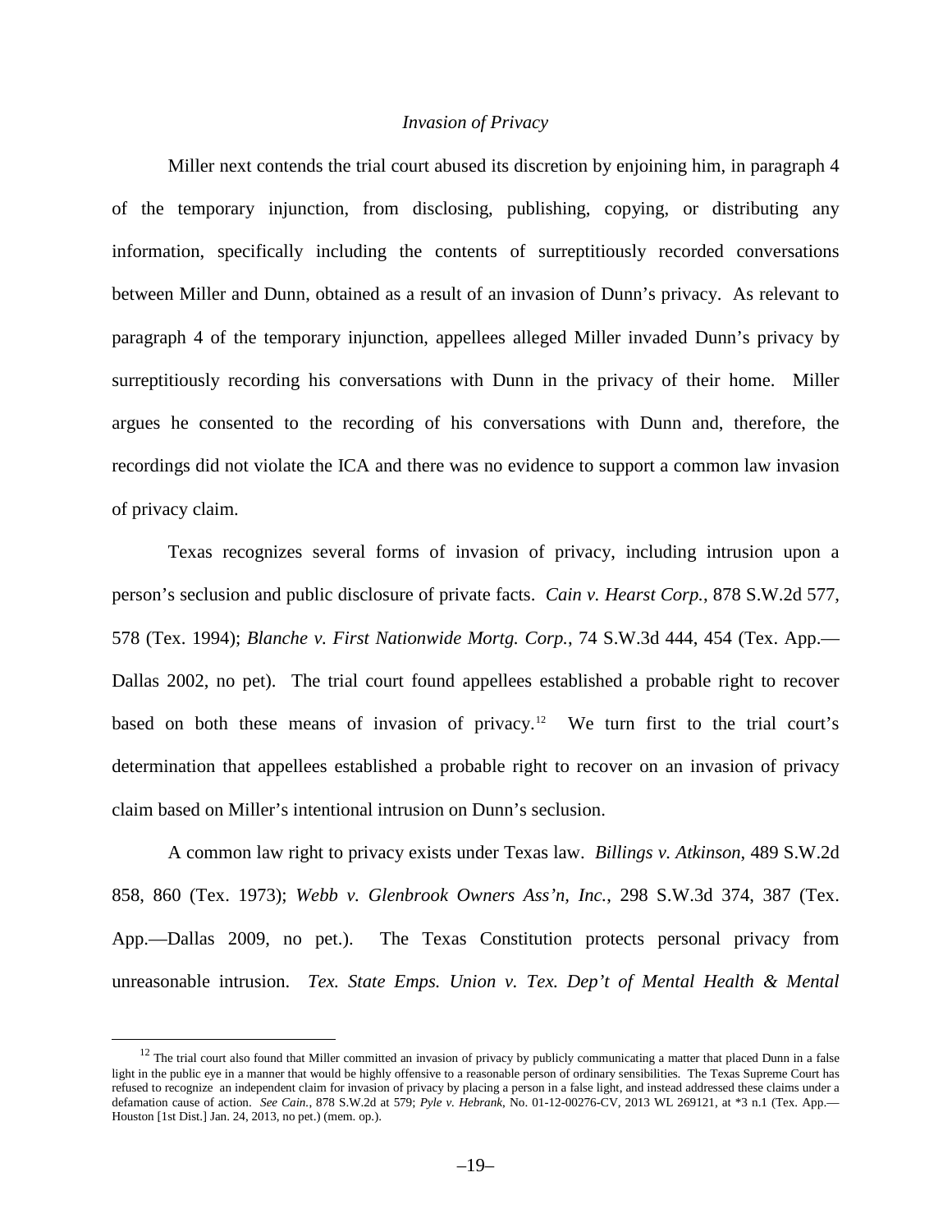*Invasion of Privacy*

Miller next contends the trial court abused its discretion by enjoining him, in paragraph 4 of the temporary injunction, from disclosing, publishing, copying, or distributing any information, specifically including the contents of surreptitiously recorded conversations between Miller and Dunn, obtained as a result of an invasion of Dunn's privacy. As relevant to paragraph 4 of the temporary injunction, appellees alleged Miller invaded Dunn's privacy by surreptitiously recording his conversations with Dunn in the privacy of their home. Miller argues he consented to the recording of his conversations with Dunn and, therefore, the recordings did not violate the ICA and there was no evidence to support a common law invasion of privacy claim.

Texas recognizes several forms of invasion of privacy, including intrusion upon a person's seclusion and public disclosure of private facts. *Cain v. Hearst Corp.*, 878 S.W.2d 577, 578 (Tex. 1994); *Blanche v. First Nationwide Mortg. Corp.*, 74 S.W.3d 444, 454 (Tex. App.—Dallas 2002, no pet). The trial court found appellees established a probable right to recover based on both these means of invasion of privacy.[12] We turn first to the trial court's determination that appellees established a probable right to recover on an invasion of privacy claim based on Miller's intentional intrusion on Dunn's seclusion.

A common law right to privacy exists under Texas law. *Billings v. Atkinson*, 489 S.W.2d 858, 860 (Tex. 1973); *Webb v. Glenbrook Owners Ass'n, Inc.*, 298 S.W.3d 374, 387 (Tex. App.—Dallas 2009, no pet.). The Texas Constitution protects personal privacy from unreasonable intrusion. *Tex. State Emps. Union v. Tex. Dep't of Mental Health & Mental*

---

[12] The trial court also found that Miller committed an invasion of privacy by publicly communicating a matter that placed Dunn in a false light in the public eye in a manner that would be highly offensive to a reasonable person of ordinary sensibilities. The Texas Supreme Court has refused to recognize an independent claim for invasion of privacy by placing a person in a false light, and instead addressed these claims under a defamation cause of action. *See Cain.*, 878 S.W.2d at 579; *Pyle v. Hebrank*, No. 01-12-00276-CV, 2013 WL 269121, at *3 n.1 (Tex. App.—Houston [1st Dist.] Jan. 24, 2013, no pet.) (mem. op.).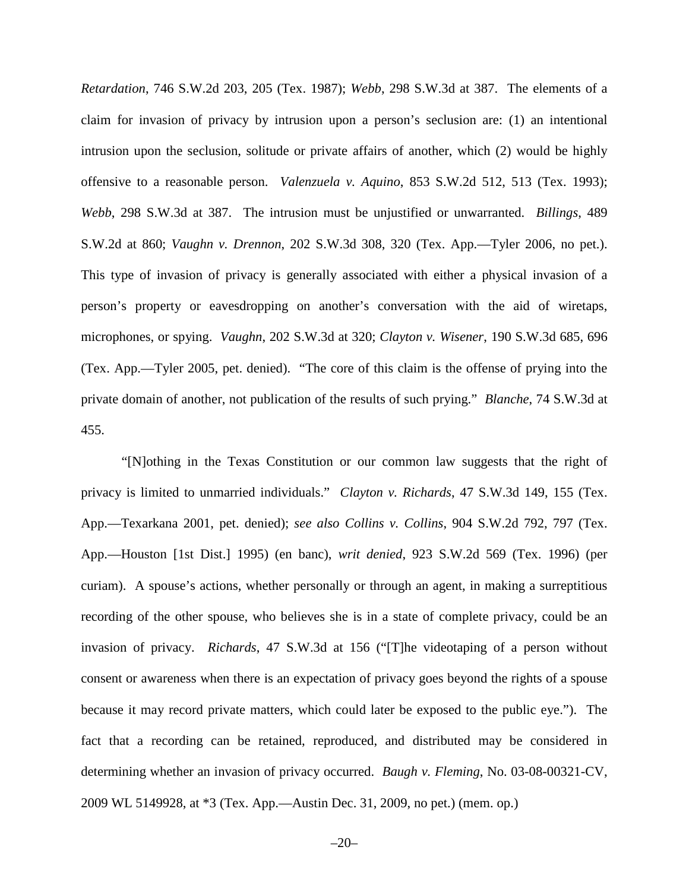*Retardation*, 746 S.W.2d 203, 205 (Tex. 1987); *Webb*, 298 S.W.3d at 387. The elements of a claim for invasion of privacy by intrusion upon a person's seclusion are: (1) an intentional intrusion upon the seclusion, solitude or private affairs of another, which (2) would be highly offensive to a reasonable person. *Valenzuela v. Aquino*, 853 S.W.2d 512, 513 (Tex. 1993); *Webb*, 298 S.W.3d at 387. The intrusion must be unjustified or unwarranted. *Billings*, 489 S.W.2d at 860; *Vaughn v. Drennon*, 202 S.W.3d 308, 320 (Tex. App.—Tyler 2006, no pet.). This type of invasion of privacy is generally associated with either a physical invasion of a person's property or eavesdropping on another's conversation with the aid of wiretaps, microphones, or spying. *Vaughn*, 202 S.W.3d at 320; *Clayton v. Wisener*, 190 S.W.3d 685, 696 (Tex. App.—Tyler 2005, pet. denied). "The core of this claim is the offense of prying into the private domain of another, not publication of the results of such prying." *Blanche*, 74 S.W.3d at 455.

"[N]othing in the Texas Constitution or our common law suggests that the right of privacy is limited to unmarried individuals." *Clayton v. Richards*, 47 S.W.3d 149, 155 (Tex. App.—Texarkana 2001, pet. denied); *see also Collins v. Collins*, 904 S.W.2d 792, 797 (Tex. App.—Houston [1st Dist.] 1995) (en banc), *writ denied*, 923 S.W.2d 569 (Tex. 1996) (per curiam). A spouse's actions, whether personally or through an agent, in making a surreptitious recording of the other spouse, who believes she is in a state of complete privacy, could be an invasion of privacy. *Richards*, 47 S.W.3d at 156 ("[T]he videotaping of a person without consent or awareness when there is an expectation of privacy goes beyond the rights of a spouse because it may record private matters, which could later be exposed to the public eye."). The fact that a recording can be retained, reproduced, and distributed may be considered in determining whether an invasion of privacy occurred. *Baugh v. Fleming*, No. 03-08-00321-CV, 2009 WL 5149928, at *3 (Tex. App.—Austin Dec. 31, 2009, no pet.) (mem. op.)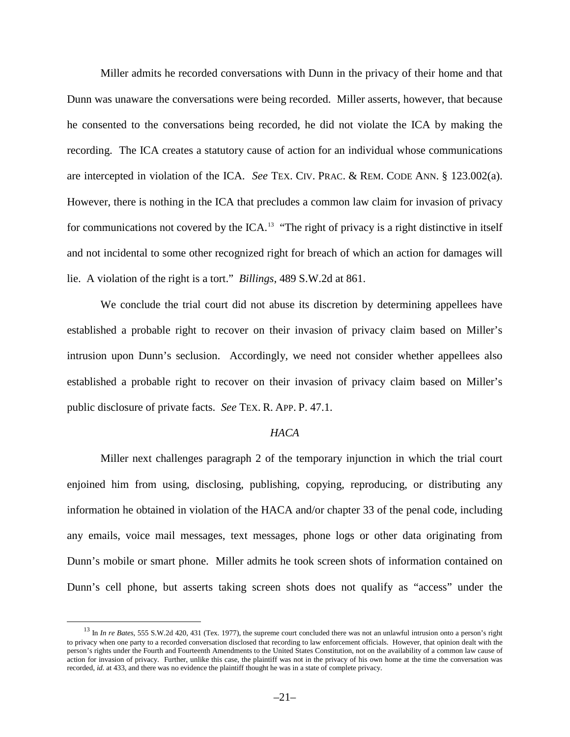Miller admits he recorded conversations with Dunn in the privacy of their home and that Dunn was unaware the conversations were being recorded. Miller asserts, however, that because he consented to the conversations being recorded, he did not violate the ICA by making the recording. The ICA creates a statutory cause of action for an individual whose communications are intercepted in violation of the ICA. *See* TEX. CIV. PRAC. & REM. CODE ANN. § 123.002(a). However, there is nothing in the ICA that precludes a common law claim for invasion of privacy for communications not covered by the ICA.[13] "The right of privacy is a right distinctive in itself and not incidental to some other recognized right for breach of which an action for damages will lie. A violation of the right is a tort." *Billings*, 489 S.W.2d at 861.

We conclude the trial court did not abuse its discretion by determining appellees have established a probable right to recover on their invasion of privacy claim based on Miller's intrusion upon Dunn's seclusion. Accordingly, we need not consider whether appellees also established a probable right to recover on their invasion of privacy claim based on Miller's public disclosure of private facts. *See* TEX. R. APP. P. 47.1.

*HACA*

Miller next challenges paragraph 2 of the temporary injunction in which the trial court enjoined him from using, disclosing, publishing, copying, reproducing, or distributing any information he obtained in violation of the HACA and/or chapter 33 of the penal code, including any emails, voice mail messages, text messages, phone logs or other data originating from Dunn's mobile or smart phone. Miller admits he took screen shots of information contained on Dunn's cell phone, but asserts taking screen shots does not qualify as "access" under the

---

[13] In *In re Bates*, 555 S.W.2d 420, 431 (Tex. 1977), the supreme court concluded there was not an unlawful intrusion onto a person's right to privacy when one party to a recorded conversation disclosed that recording to law enforcement officials. However, that opinion dealt with the person's rights under the Fourth and Fourteenth Amendments to the United States Constitution, not on the availability of a common law cause of action for invasion of privacy. Further, unlike this case, the plaintiff was not in the privacy of his own home at the time the conversation was recorded, *id.* at 433, and there was no evidence the plaintiff thought he was in a state of complete privacy.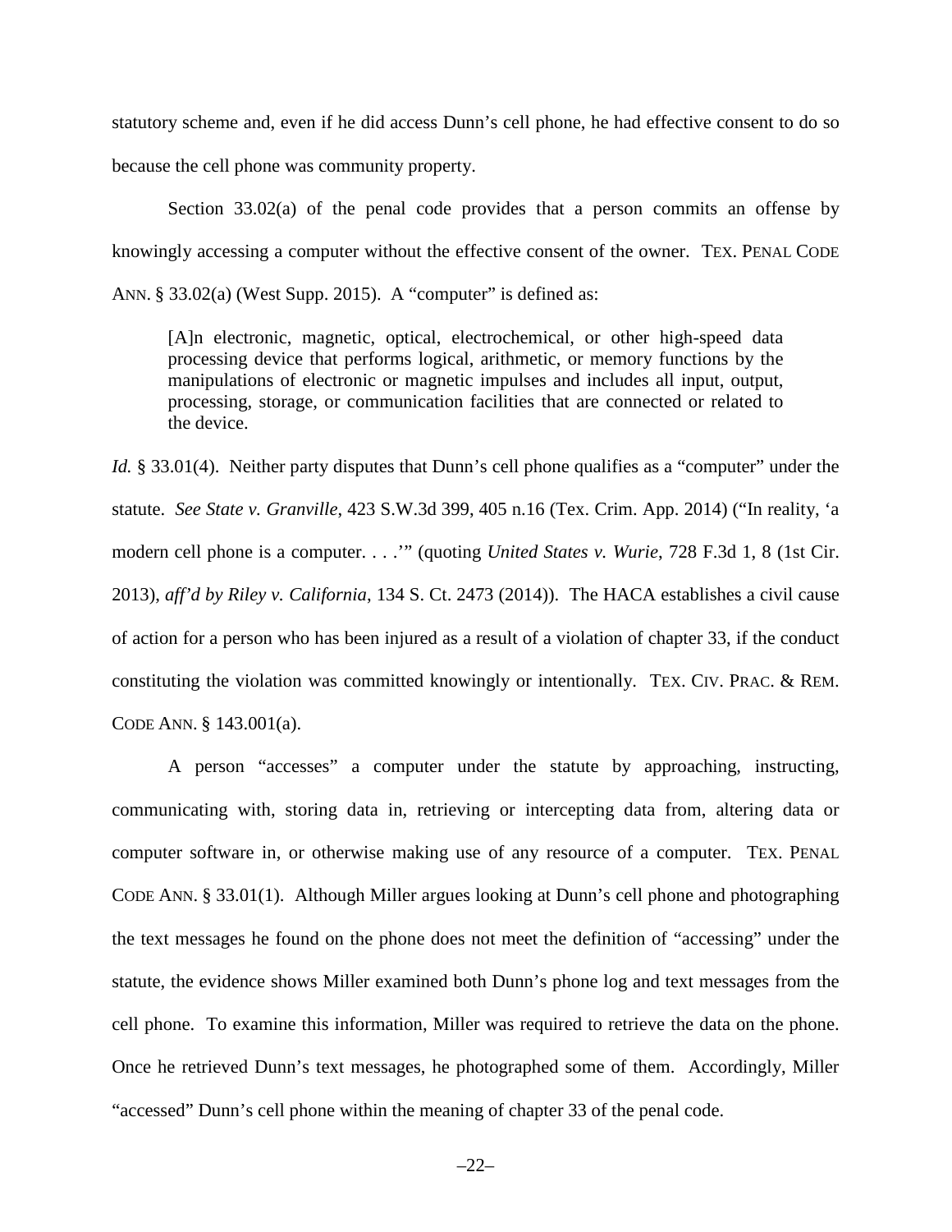statutory scheme and, even if he did access Dunn's cell phone, he had effective consent to do so because the cell phone was community property.

Section 33.02(a) of the penal code provides that a person commits an offense by knowingly accessing a computer without the effective consent of the owner. TEX. PENAL CODE ANN. § 33.02(a) (West Supp. 2015). A "computer" is defined as:

> [A]n electronic, magnetic, optical, electrochemical, or other high-speed data processing device that performs logical, arithmetic, or memory functions by the manipulations of electronic or magnetic impulses and includes all input, output, processing, storage, or communication facilities that are connected or related to the device.

*Id.* § 33.01(4). Neither party disputes that Dunn's cell phone qualifies as a "computer" under the statute. *See State v. Granville*, 423 S.W.3d 399, 405 n.16 (Tex. Crim. App. 2014) ("In reality, 'a modern cell phone is a computer. . . .'" (quoting *United States v. Wurie*, 728 F.3d 1, 8 (1st Cir. 2013), *aff'd by Riley v. California*, 134 S. Ct. 2473 (2014)). The HACA establishes a civil cause of action for a person who has been injured as a result of a violation of chapter 33, if the conduct constituting the violation was committed knowingly or intentionally. TEX. CIV. PRAC. & REM. CODE ANN. § 143.001(a).

A person "accesses" a computer under the statute by approaching, instructing, communicating with, storing data in, retrieving or intercepting data from, altering data or computer software in, or otherwise making use of any resource of a computer. TEX. PENAL CODE ANN. § 33.01(1). Although Miller argues looking at Dunn's cell phone and photographing the text messages he found on the phone does not meet the definition of "accessing" under the statute, the evidence shows Miller examined both Dunn's phone log and text messages from the cell phone. To examine this information, Miller was required to retrieve the data on the phone. Once he retrieved Dunn's text messages, he photographed some of them. Accordingly, Miller "accessed" Dunn's cell phone within the meaning of chapter 33 of the penal code.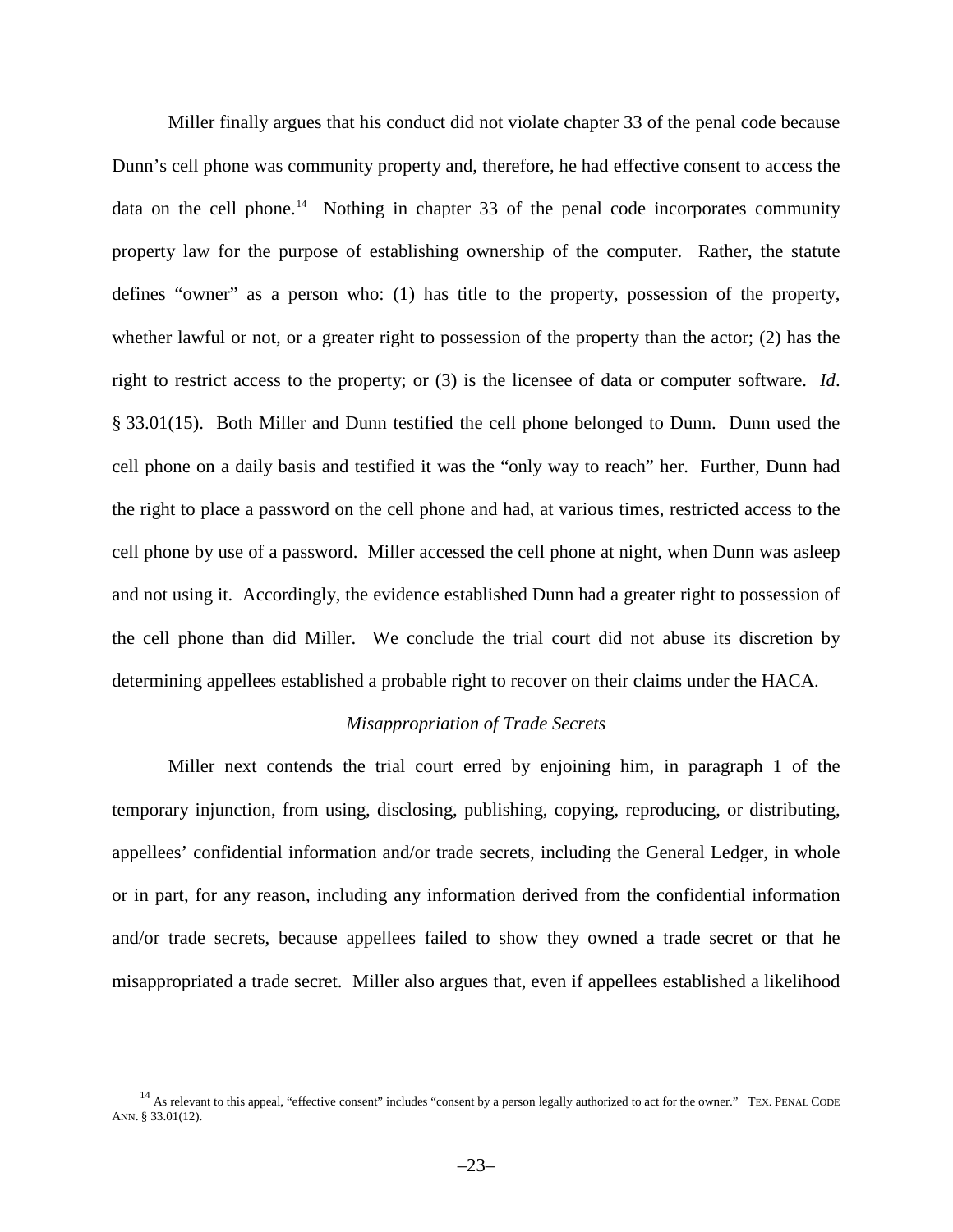Miller finally argues that his conduct did not violate chapter 33 of the penal code because Dunn's cell phone was community property and, therefore, he had effective consent to access the data on the cell phone.[14] Nothing in chapter 33 of the penal code incorporates community property law for the purpose of establishing ownership of the computer. Rather, the statute defines "owner" as a person who: (1) has title to the property, possession of the property, whether lawful or not, or a greater right to possession of the property than the actor; (2) has the right to restrict access to the property; or (3) is the licensee of data or computer software. *Id*. § 33.01(15). Both Miller and Dunn testified the cell phone belonged to Dunn. Dunn used the cell phone on a daily basis and testified it was the "only way to reach" her. Further, Dunn had the right to place a password on the cell phone and had, at various times, restricted access to the cell phone by use of a password. Miller accessed the cell phone at night, when Dunn was asleep and not using it. Accordingly, the evidence established Dunn had a greater right to possession of the cell phone than did Miller. We conclude the trial court did not abuse its discretion by determining appellees established a probable right to recover on their claims under the HACA.

*Misappropriation of Trade Secrets*

Miller next contends the trial court erred by enjoining him, in paragraph 1 of the temporary injunction, from using, disclosing, publishing, copying, reproducing, or distributing, appellees' confidential information and/or trade secrets, including the General Ledger, in whole or in part, for any reason, including any information derived from the confidential information and/or trade secrets, because appellees failed to show they owned a trade secret or that he misappropriated a trade secret. Miller also argues that, even if appellees established a likelihood

---

[14] As relevant to this appeal, "effective consent" includes "consent by a person legally authorized to act for the owner." TEX. PENAL CODE ANN. § 33.01(12).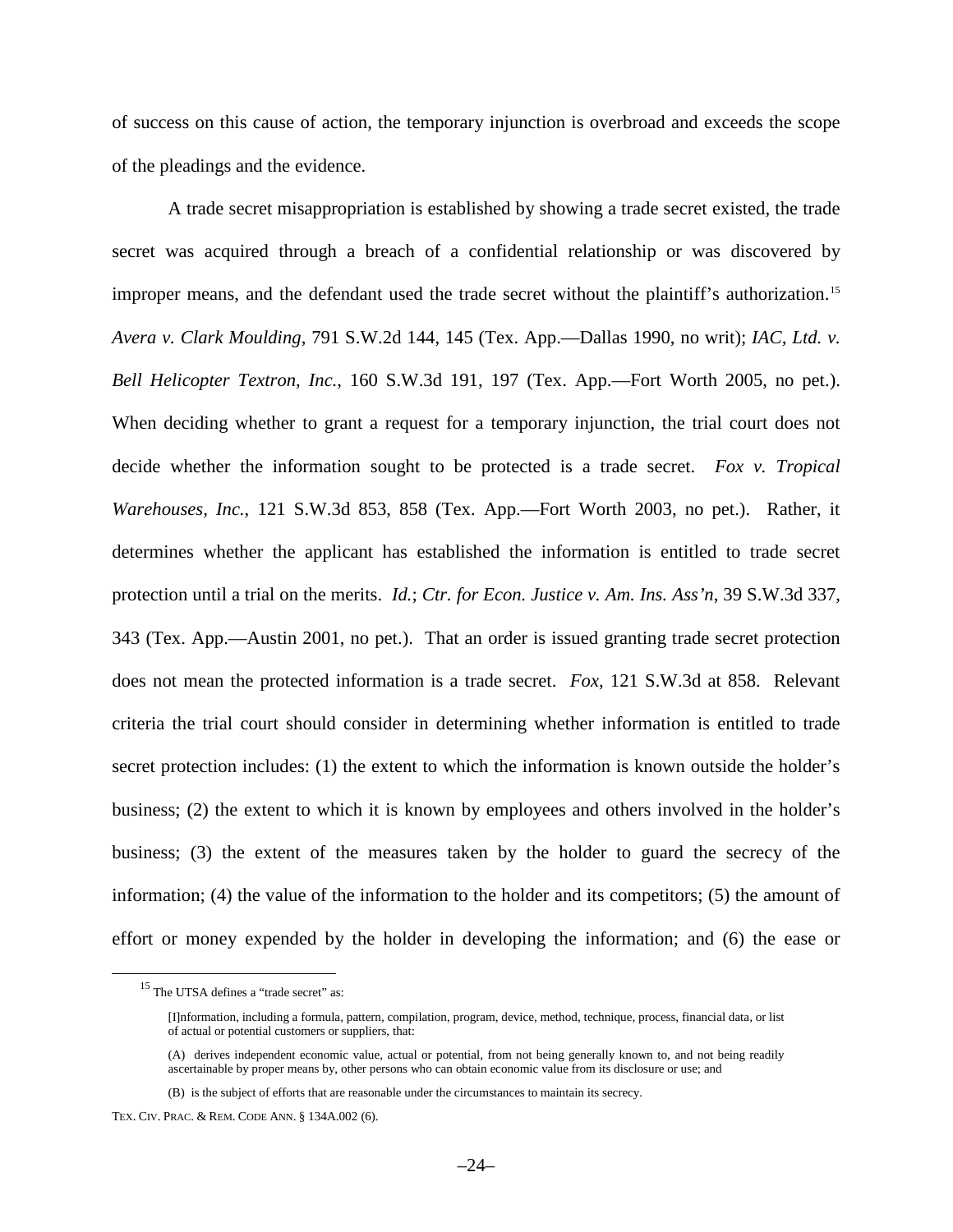of success on this cause of action, the temporary injunction is overbroad and exceeds the scope of the pleadings and the evidence.

A trade secret misappropriation is established by showing a trade secret existed, the trade secret was acquired through a breach of a confidential relationship or was discovered by improper means, and the defendant used the trade secret without the plaintiff's authorization.[15] *Avera v. Clark Moulding*, 791 S.W.2d 144, 145 (Tex. App.—Dallas 1990, no writ); *IAC, Ltd. v. Bell Helicopter Textron, Inc.*, 160 S.W.3d 191, 197 (Tex. App.—Fort Worth 2005, no pet.). When deciding whether to grant a request for a temporary injunction, the trial court does not decide whether the information sought to be protected is a trade secret. *Fox v. Tropical Warehouses, Inc.*, 121 S.W.3d 853, 858 (Tex. App.—Fort Worth 2003, no pet.). Rather, it determines whether the applicant has established the information is entitled to trade secret protection until a trial on the merits. *Id.*; *Ctr. for Econ. Justice v. Am. Ins. Ass'n*, 39 S.W.3d 337, 343 (Tex. App.—Austin 2001, no pet.). That an order is issued granting trade secret protection does not mean the protected information is a trade secret. *Fox*, 121 S.W.3d at 858. Relevant criteria the trial court should consider in determining whether information is entitled to trade secret protection includes: (1) the extent to which the information is known outside the holder's business; (2) the extent to which it is known by employees and others involved in the holder's business; (3) the extent of the measures taken by the holder to guard the secrecy of the information; (4) the value of the information to the holder and its competitors; (5) the amount of effort or money expended by the holder in developing the information; and (6) the ease or

---

[15] The UTSA defines a "trade secret" as:

> [I]nformation, including a formula, pattern, compilation, program, device, method, technique, process, financial data, or list of actual or potential customers or suppliers, that:
>
> (A) derives independent economic value, actual or potential, from not being generally known to, and not being readily ascertainable by proper means by, other persons who can obtain economic value from its disclosure or use; and
>
> (B) is the subject of efforts that are reasonable under the circumstances to maintain its secrecy.

TEX. CIV. PRAC. & REM. CODE ANN. § 134A.002 (6).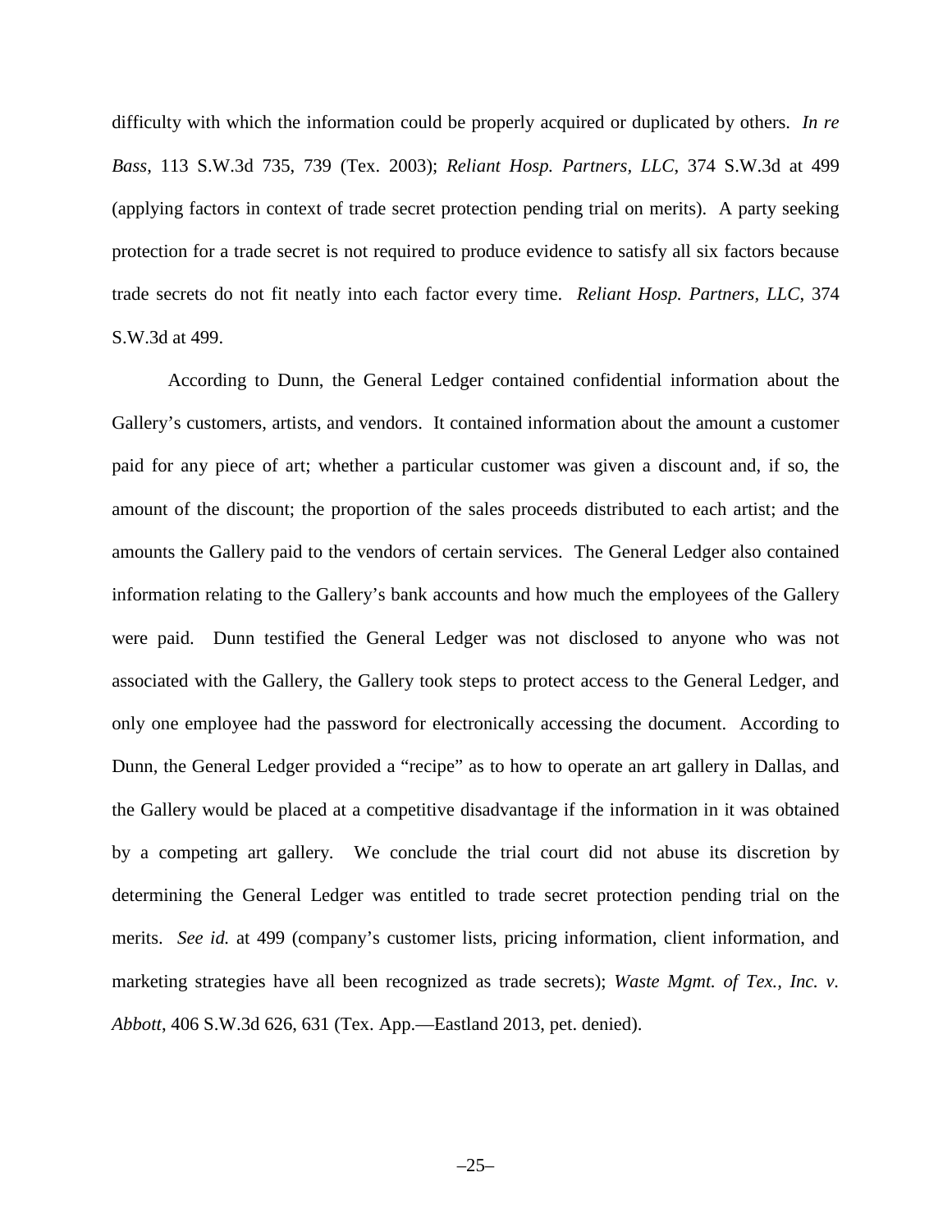difficulty with which the information could be properly acquired or duplicated by others. *In re Bass*, 113 S.W.3d 735, 739 (Tex. 2003); *Reliant Hosp. Partners, LLC*, 374 S.W.3d at 499 (applying factors in context of trade secret protection pending trial on merits). A party seeking protection for a trade secret is not required to produce evidence to satisfy all six factors because trade secrets do not fit neatly into each factor every time. *Reliant Hosp. Partners, LLC*, 374 S.W.3d at 499.

According to Dunn, the General Ledger contained confidential information about the Gallery's customers, artists, and vendors. It contained information about the amount a customer paid for any piece of art; whether a particular customer was given a discount and, if so, the amount of the discount; the proportion of the sales proceeds distributed to each artist; and the amounts the Gallery paid to the vendors of certain services. The General Ledger also contained information relating to the Gallery's bank accounts and how much the employees of the Gallery were paid. Dunn testified the General Ledger was not disclosed to anyone who was not associated with the Gallery, the Gallery took steps to protect access to the General Ledger, and only one employee had the password for electronically accessing the document. According to Dunn, the General Ledger provided a "recipe" as to how to operate an art gallery in Dallas, and the Gallery would be placed at a competitive disadvantage if the information in it was obtained by a competing art gallery. We conclude the trial court did not abuse its discretion by determining the General Ledger was entitled to trade secret protection pending trial on the merits. *See id.* at 499 (company's customer lists, pricing information, client information, and marketing strategies have all been recognized as trade secrets); *Waste Mgmt. of Tex., Inc. v. Abbott*, 406 S.W.3d 626, 631 (Tex. App.—Eastland 2013, pet. denied).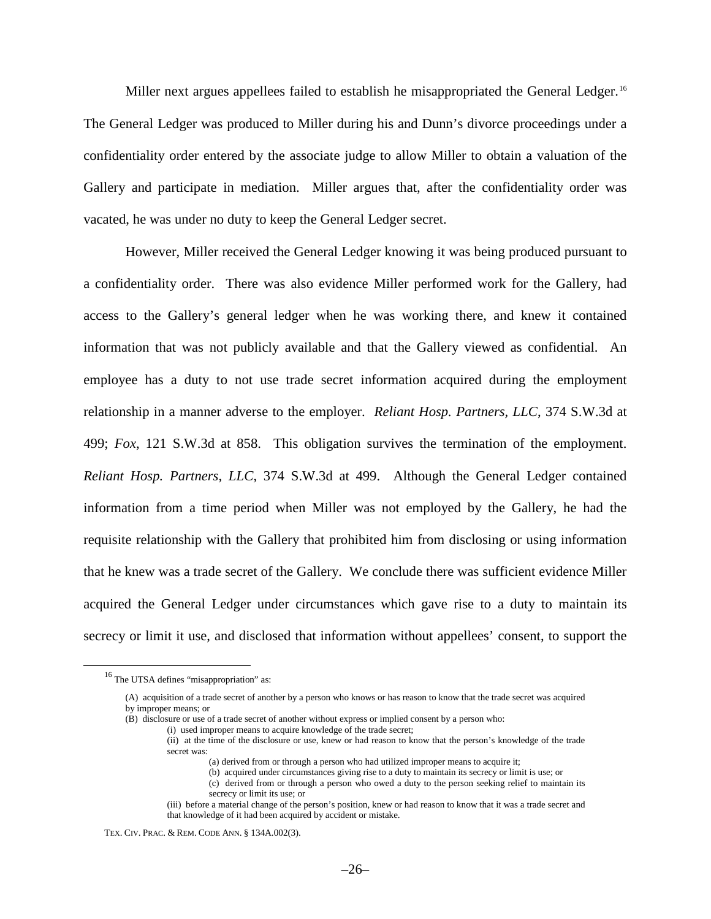Miller next argues appellees failed to establish he misappropriated the General Ledger.[16] The General Ledger was produced to Miller during his and Dunn's divorce proceedings under a confidentiality order entered by the associate judge to allow Miller to obtain a valuation of the Gallery and participate in mediation. Miller argues that, after the confidentiality order was vacated, he was under no duty to keep the General Ledger secret.

However, Miller received the General Ledger knowing it was being produced pursuant to a confidentiality order. There was also evidence Miller performed work for the Gallery, had access to the Gallery's general ledger when he was working there, and knew it contained information that was not publicly available and that the Gallery viewed as confidential. An employee has a duty to not use trade secret information acquired during the employment relationship in a manner adverse to the employer. *Reliant Hosp. Partners, LLC*, 374 S.W.3d at 499; *Fox*, 121 S.W.3d at 858. This obligation survives the termination of the employment. *Reliant Hosp. Partners, LLC*, 374 S.W.3d at 499. Although the General Ledger contained information from a time period when Miller was not employed by the Gallery, he had the requisite relationship with the Gallery that prohibited him from disclosing or using information that he knew was a trade secret of the Gallery. We conclude there was sufficient evidence Miller acquired the General Ledger under circumstances which gave rise to a duty to maintain its secrecy or limit it use, and disclosed that information without appellees' consent, to support the

---

[16] The UTSA defines "misappropriation" as:

> (A) acquisition of a trade secret of another by a person who knows or has reason to know that the trade secret was acquired by improper means; or
>
> (B) disclosure or use of a trade secret of another without express or implied consent by a person who:
>
> > (i) used improper means to acquire knowledge of the trade secret;
> >
> > (ii) at the time of the disclosure or use, knew or had reason to know that the person's knowledge of the trade secret was:
> >
> > > (a) derived from or through a person who had utilized improper means to acquire it;
> > >
> > > (b) acquired under circumstances giving rise to a duty to maintain its secrecy or limit is use; or
> > >
> > > (c) derived from or through a person who owed a duty to the person seeking relief to maintain its secrecy or limit its use; or
> >
> > (iii) before a material change of the person's position, knew or had reason to know that it was a trade secret and that knowledge of it had been acquired by accident or mistake.

TEX. CIV. PRAC. & REM. CODE ANN. § 134A.002(3).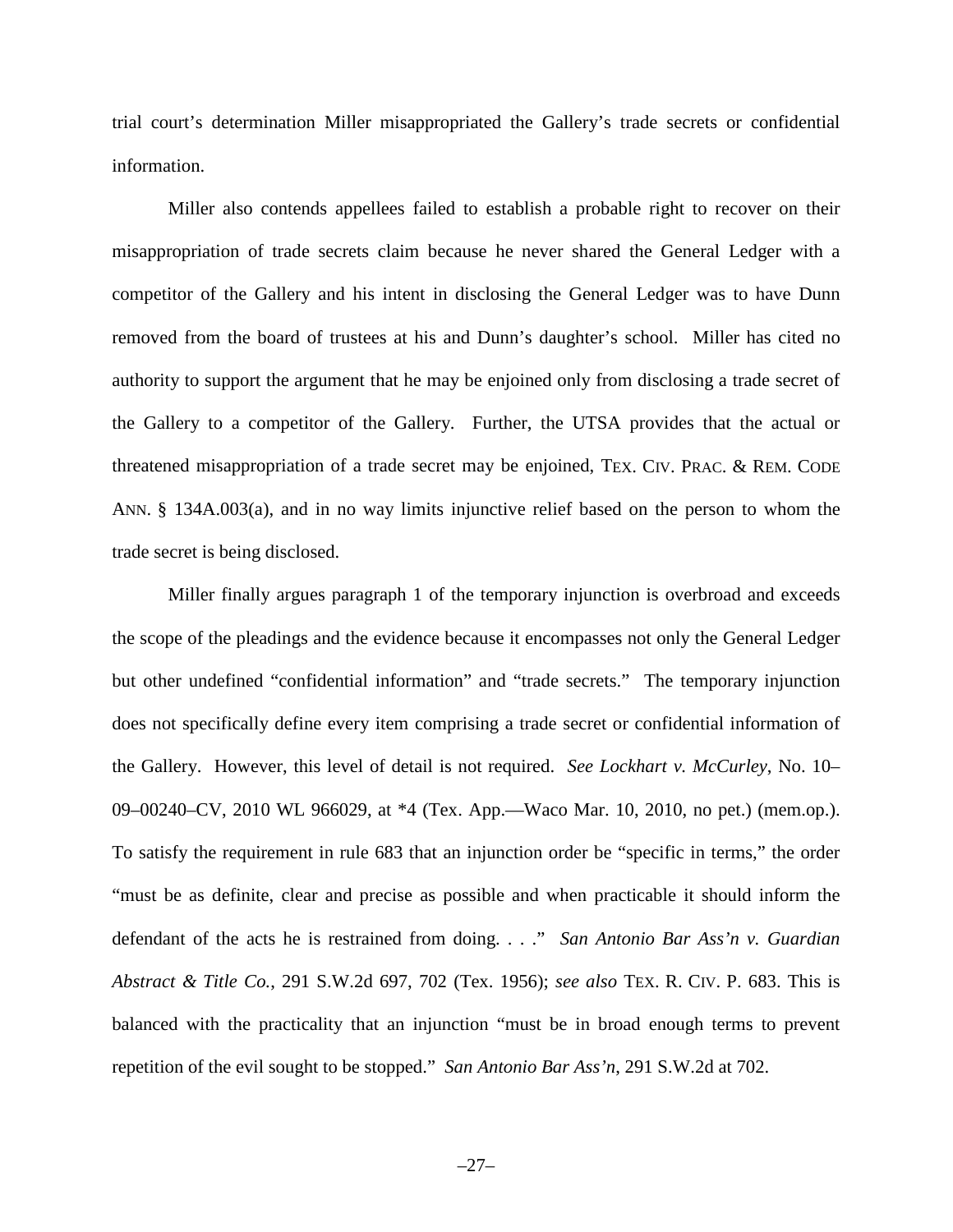trial court's determination Miller misappropriated the Gallery's trade secrets or confidential information.

Miller also contends appellees failed to establish a probable right to recover on their misappropriation of trade secrets claim because he never shared the General Ledger with a competitor of the Gallery and his intent in disclosing the General Ledger was to have Dunn removed from the board of trustees at his and Dunn's daughter's school. Miller has cited no authority to support the argument that he may be enjoined only from disclosing a trade secret of the Gallery to a competitor of the Gallery. Further, the UTSA provides that the actual or threatened misappropriation of a trade secret may be enjoined, TEX. CIV. PRAC. & REM. CODE ANN. § 134A.003(a), and in no way limits injunctive relief based on the person to whom the trade secret is being disclosed.

Miller finally argues paragraph 1 of the temporary injunction is overbroad and exceeds the scope of the pleadings and the evidence because it encompasses not only the General Ledger but other undefined "confidential information" and "trade secrets." The temporary injunction does not specifically define every item comprising a trade secret or confidential information of the Gallery. However, this level of detail is not required. *See Lockhart v. McCurley*, No. 10–09–00240–CV, 2010 WL 966029, at *4 (Tex. App.—Waco Mar. 10, 2010, no pet.) (mem.op.). To satisfy the requirement in rule 683 that an injunction order be "specific in terms," the order "must be as definite, clear and precise as possible and when practicable it should inform the defendant of the acts he is restrained from doing. . . ." *San Antonio Bar Ass'n v. Guardian Abstract & Title Co.*, 291 S.W.2d 697, 702 (Tex. 1956); *see also* TEX. R. CIV. P. 683. This is balanced with the practicality that an injunction "must be in broad enough terms to prevent repetition of the evil sought to be stopped." *San Antonio Bar Ass'n*, 291 S.W.2d at 702.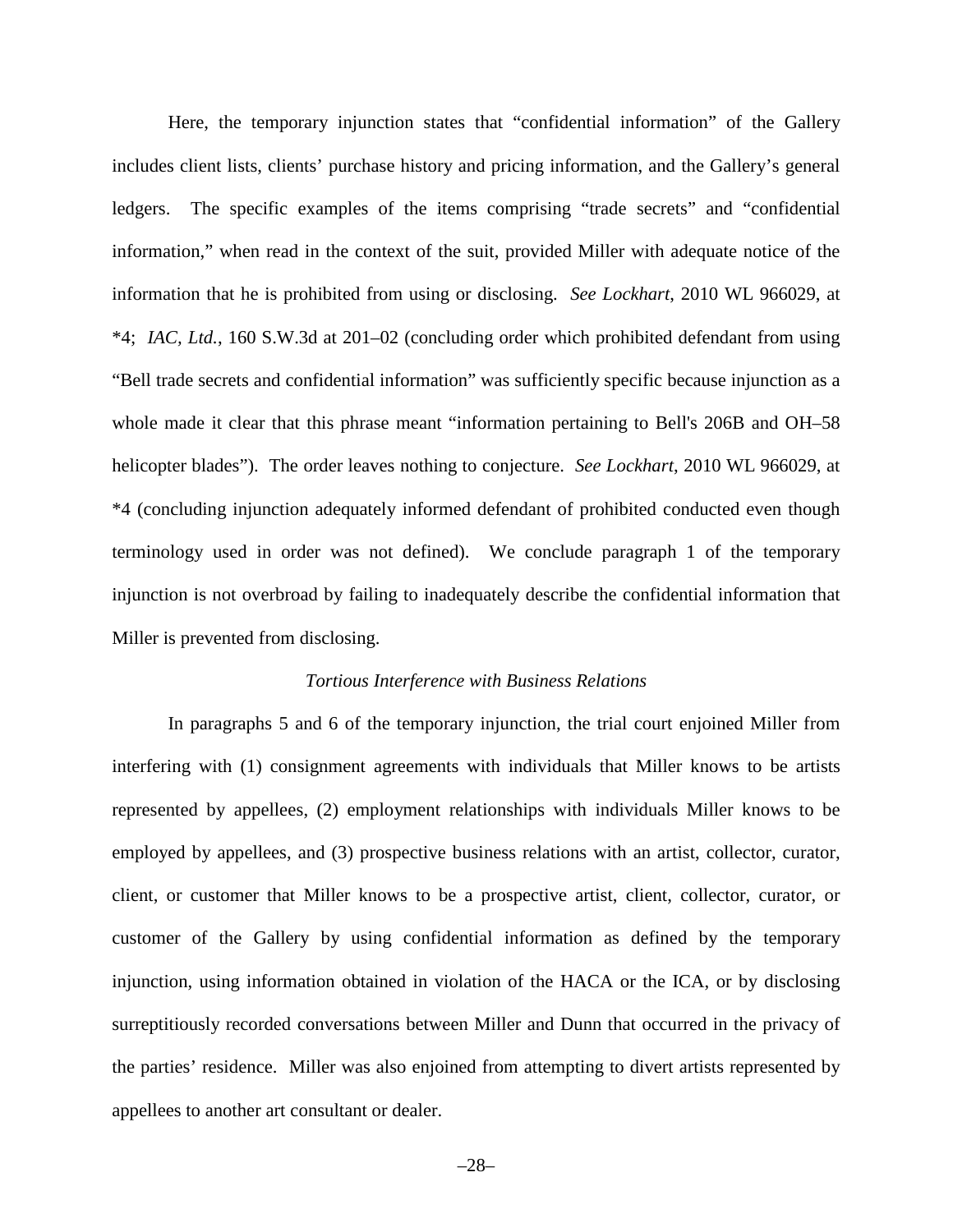Here, the temporary injunction states that "confidential information" of the Gallery includes client lists, clients' purchase history and pricing information, and the Gallery's general ledgers. The specific examples of the items comprising "trade secrets" and "confidential information," when read in the context of the suit, provided Miller with adequate notice of the information that he is prohibited from using or disclosing. *See Lockhart*, 2010 WL 966029, at *4; *IAC, Ltd.*, 160 S.W.3d at 201–02 (concluding order which prohibited defendant from using "Bell trade secrets and confidential information" was sufficiently specific because injunction as a whole made it clear that this phrase meant "information pertaining to Bell's 206B and OH–58 helicopter blades"). The order leaves nothing to conjecture. *See Lockhart*, 2010 WL 966029, at *4 (concluding injunction adequately informed defendant of prohibited conducted even though terminology used in order was not defined). We conclude paragraph 1 of the temporary injunction is not overbroad by failing to inadequately describe the confidential information that Miller is prevented from disclosing.

### *Tortious Interference with Business Relations*

In paragraphs 5 and 6 of the temporary injunction, the trial court enjoined Miller from interfering with (1) consignment agreements with individuals that Miller knows to be artists represented by appellees, (2) employment relationships with individuals Miller knows to be employed by appellees, and (3) prospective business relations with an artist, collector, curator, client, or customer that Miller knows to be a prospective artist, client, collector, curator, or customer of the Gallery by using confidential information as defined by the temporary injunction, using information obtained in violation of the HACA or the ICA, or by disclosing surreptitiously recorded conversations between Miller and Dunn that occurred in the privacy of the parties' residence. Miller was also enjoined from attempting to divert artists represented by appellees to another art consultant or dealer.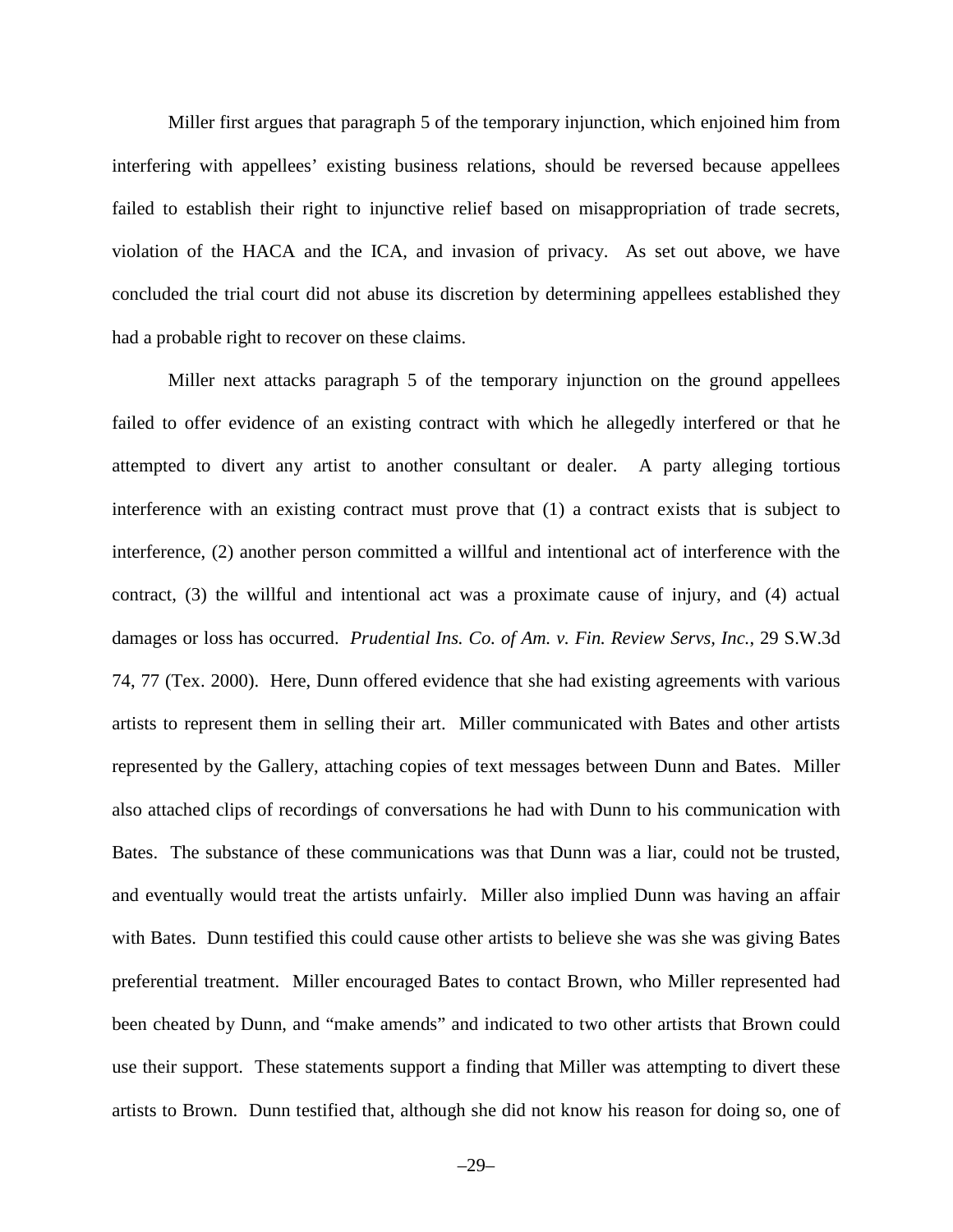Miller first argues that paragraph 5 of the temporary injunction, which enjoined him from interfering with appellees' existing business relations, should be reversed because appellees failed to establish their right to injunctive relief based on misappropriation of trade secrets, violation of the HACA and the ICA, and invasion of privacy. As set out above, we have concluded the trial court did not abuse its discretion by determining appellees established they had a probable right to recover on these claims.

Miller next attacks paragraph 5 of the temporary injunction on the ground appellees failed to offer evidence of an existing contract with which he allegedly interfered or that he attempted to divert any artist to another consultant or dealer. A party alleging tortious interference with an existing contract must prove that (1) a contract exists that is subject to interference, (2) another person committed a willful and intentional act of interference with the contract, (3) the willful and intentional act was a proximate cause of injury, and (4) actual damages or loss has occurred. *Prudential Ins. Co. of Am. v. Fin. Review Servs, Inc.*, 29 S.W.3d 74, 77 (Tex. 2000). Here, Dunn offered evidence that she had existing agreements with various artists to represent them in selling their art. Miller communicated with Bates and other artists represented by the Gallery, attaching copies of text messages between Dunn and Bates. Miller also attached clips of recordings of conversations he had with Dunn to his communication with Bates. The substance of these communications was that Dunn was a liar, could not be trusted, and eventually would treat the artists unfairly. Miller also implied Dunn was having an affair with Bates. Dunn testified this could cause other artists to believe she was she was giving Bates preferential treatment. Miller encouraged Bates to contact Brown, who Miller represented had been cheated by Dunn, and "make amends" and indicated to two other artists that Brown could use their support. These statements support a finding that Miller was attempting to divert these artists to Brown. Dunn testified that, although she did not know his reason for doing so, one of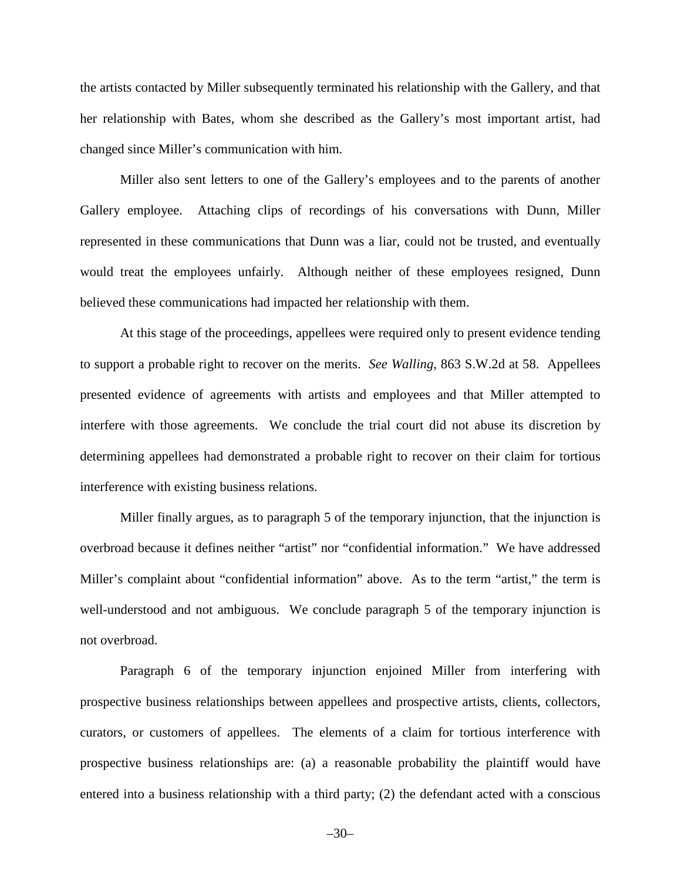the artists contacted by Miller subsequently terminated his relationship with the Gallery, and that her relationship with Bates, whom she described as the Gallery's most important artist, had changed since Miller's communication with him.

Miller also sent letters to one of the Gallery's employees and to the parents of another Gallery employee. Attaching clips of recordings of his conversations with Dunn, Miller represented in these communications that Dunn was a liar, could not be trusted, and eventually would treat the employees unfairly. Although neither of these employees resigned, Dunn believed these communications had impacted her relationship with them.

At this stage of the proceedings, appellees were required only to present evidence tending to support a probable right to recover on the merits. *See Walling*, 863 S.W.2d at 58. Appellees presented evidence of agreements with artists and employees and that Miller attempted to interfere with those agreements. We conclude the trial court did not abuse its discretion by determining appellees had demonstrated a probable right to recover on their claim for tortious interference with existing business relations.

Miller finally argues, as to paragraph 5 of the temporary injunction, that the injunction is overbroad because it defines neither "artist" nor "confidential information." We have addressed Miller's complaint about "confidential information" above. As to the term "artist," the term is well-understood and not ambiguous. We conclude paragraph 5 of the temporary injunction is not overbroad.

Paragraph 6 of the temporary injunction enjoined Miller from interfering with prospective business relationships between appellees and prospective artists, clients, collectors, curators, or customers of appellees. The elements of a claim for tortious interference with prospective business relationships are: (a) a reasonable probability the plaintiff would have entered into a business relationship with a third party; (2) the defendant acted with a conscious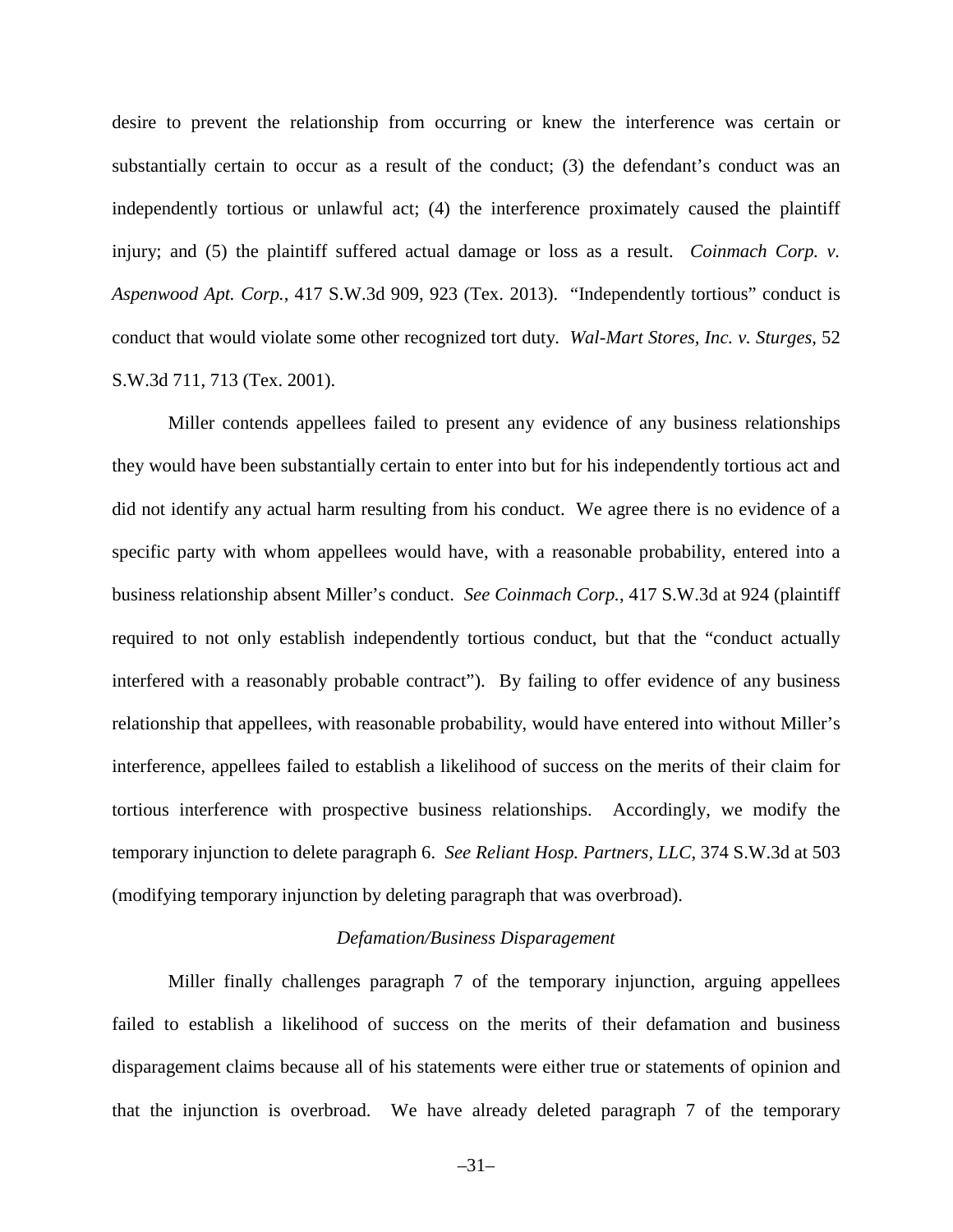desire to prevent the relationship from occurring or knew the interference was certain or substantially certain to occur as a result of the conduct; (3) the defendant's conduct was an independently tortious or unlawful act; (4) the interference proximately caused the plaintiff injury; and (5) the plaintiff suffered actual damage or loss as a result. *Coinmach Corp. v. Aspenwood Apt. Corp.*, 417 S.W.3d 909, 923 (Tex. 2013). "Independently tortious" conduct is conduct that would violate some other recognized tort duty. *Wal-Mart Stores, Inc. v. Sturges*, 52 S.W.3d 711, 713 (Tex. 2001).

Miller contends appellees failed to present any evidence of any business relationships they would have been substantially certain to enter into but for his independently tortious act and did not identify any actual harm resulting from his conduct. We agree there is no evidence of a specific party with whom appellees would have, with a reasonable probability, entered into a business relationship absent Miller's conduct. *See Coinmach Corp.*, 417 S.W.3d at 924 (plaintiff required to not only establish independently tortious conduct, but that the "conduct actually interfered with a reasonably probable contract"). By failing to offer evidence of any business relationship that appellees, with reasonable probability, would have entered into without Miller's interference, appellees failed to establish a likelihood of success on the merits of their claim for tortious interference with prospective business relationships. Accordingly, we modify the temporary injunction to delete paragraph 6. *See Reliant Hosp. Partners, LLC*, 374 S.W.3d at 503 (modifying temporary injunction by deleting paragraph that was overbroad).

### *Defamation/Business Disparagement*

Miller finally challenges paragraph 7 of the temporary injunction, arguing appellees failed to establish a likelihood of success on the merits of their defamation and business disparagement claims because all of his statements were either true or statements of opinion and that the injunction is overbroad. We have already deleted paragraph 7 of the temporary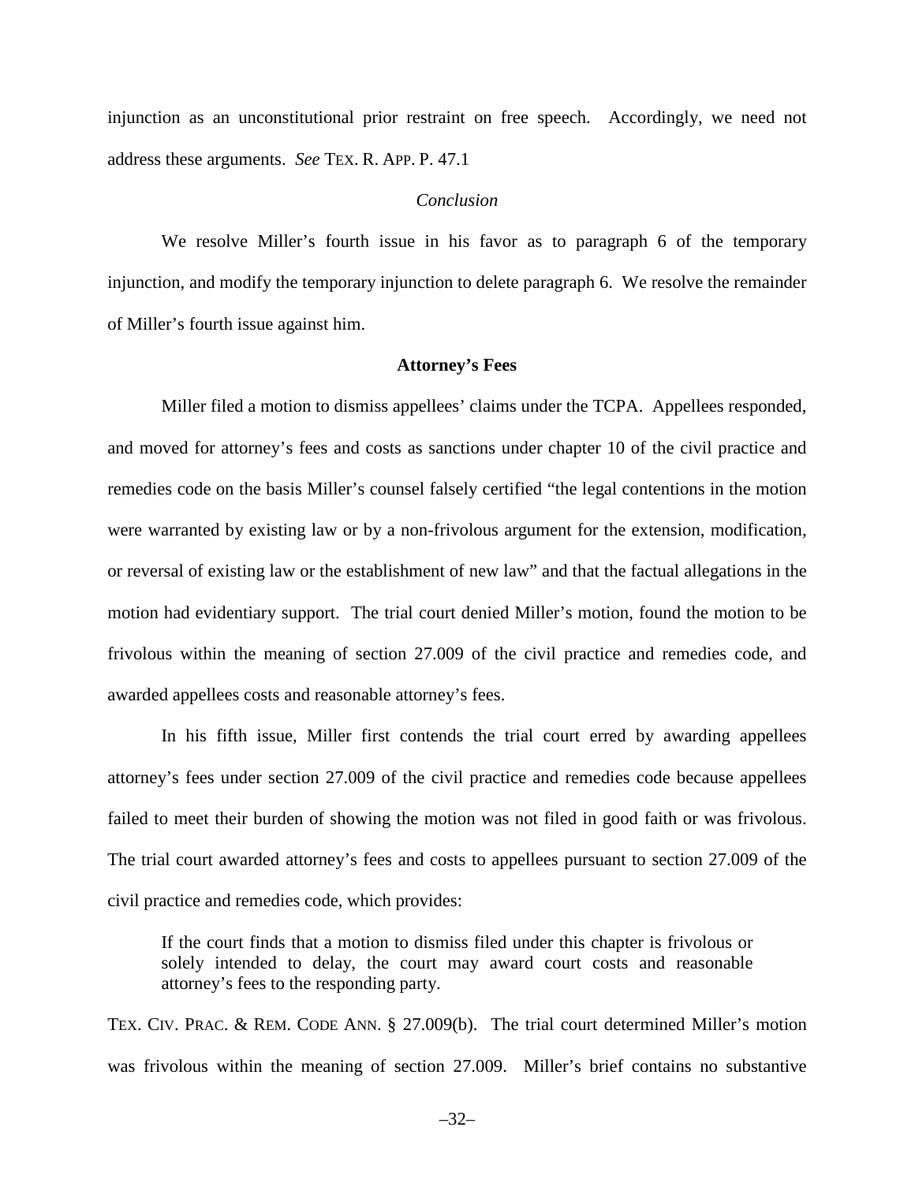injunction as an unconstitutional prior restraint on free speech. Accordingly, we need not address these arguments. *See* TEX. R. APP. P. 47.1

*Conclusion*

We resolve Miller's fourth issue in his favor as to paragraph 6 of the temporary injunction, and modify the temporary injunction to delete paragraph 6. We resolve the remainder of Miller's fourth issue against him.

**Attorney's Fees**

Miller filed a motion to dismiss appellees' claims under the TCPA. Appellees responded, and moved for attorney's fees and costs as sanctions under chapter 10 of the civil practice and remedies code on the basis Miller's counsel falsely certified "the legal contentions in the motion were warranted by existing law or by a non-frivolous argument for the extension, modification, or reversal of existing law or the establishment of new law" and that the factual allegations in the motion had evidentiary support. The trial court denied Miller's motion, found the motion to be frivolous within the meaning of section 27.009 of the civil practice and remedies code, and awarded appellees costs and reasonable attorney's fees.

In his fifth issue, Miller first contends the trial court erred by awarding appellees attorney's fees under section 27.009 of the civil practice and remedies code because appellees failed to meet their burden of showing the motion was not filed in good faith or was frivolous. The trial court awarded attorney's fees and costs to appellees pursuant to section 27.009 of the civil practice and remedies code, which provides:

> If the court finds that a motion to dismiss filed under this chapter is frivolous or solely intended to delay, the court may award court costs and reasonable attorney's fees to the responding party.

TEX. CIV. PRAC. & REM. CODE ANN. § 27.009(b). The trial court determined Miller's motion was frivolous within the meaning of section 27.009. Miller's brief contains no substantive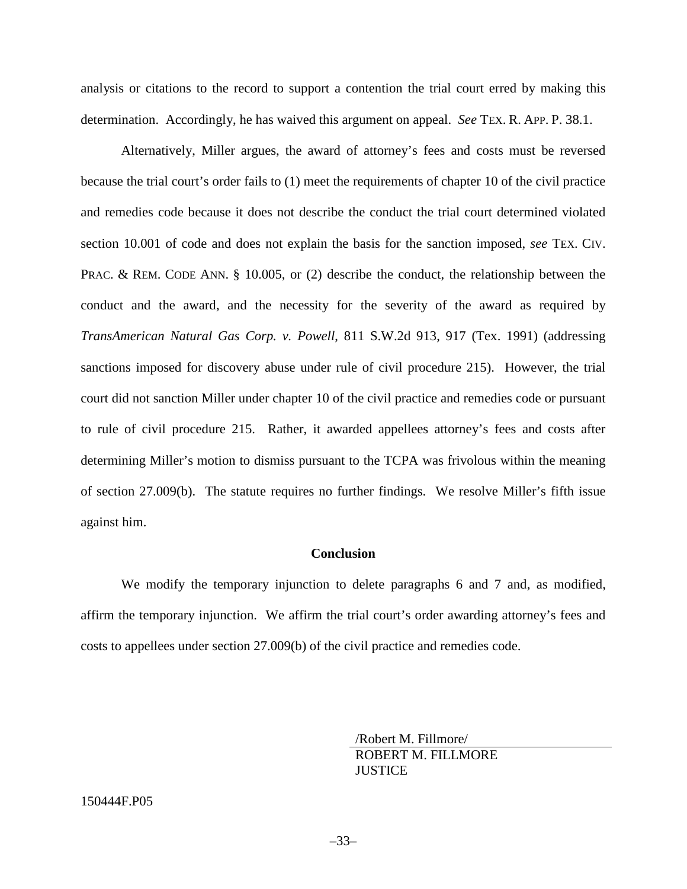analysis or citations to the record to support a contention the trial court erred by making this determination. Accordingly, he has waived this argument on appeal. *See* TEX. R. APP. P. 38.1.

Alternatively, Miller argues, the award of attorney's fees and costs must be reversed because the trial court's order fails to (1) meet the requirements of chapter 10 of the civil practice and remedies code because it does not describe the conduct the trial court determined violated section 10.001 of code and does not explain the basis for the sanction imposed, *see* TEX. CIV. PRAC. & REM. CODE ANN. § 10.005, or (2) describe the conduct, the relationship between the conduct and the award, and the necessity for the severity of the award as required by *TransAmerican Natural Gas Corp. v. Powell*, 811 S.W.2d 913, 917 (Tex. 1991) (addressing sanctions imposed for discovery abuse under rule of civil procedure 215). However, the trial court did not sanction Miller under chapter 10 of the civil practice and remedies code or pursuant to rule of civil procedure 215. Rather, it awarded appellees attorney's fees and costs after determining Miller's motion to dismiss pursuant to the TCPA was frivolous within the meaning of section 27.009(b). The statute requires no further findings. We resolve Miller's fifth issue against him.

**Conclusion**

We modify the temporary injunction to delete paragraphs 6 and 7 and, as modified, affirm the temporary injunction. We affirm the trial court's order awarding attorney's fees and costs to appellees under section 27.009(b) of the civil practice and remedies code.

/Robert M. Fillmore/
ROBERT M. FILLMORE
JUSTICE

150444F.P05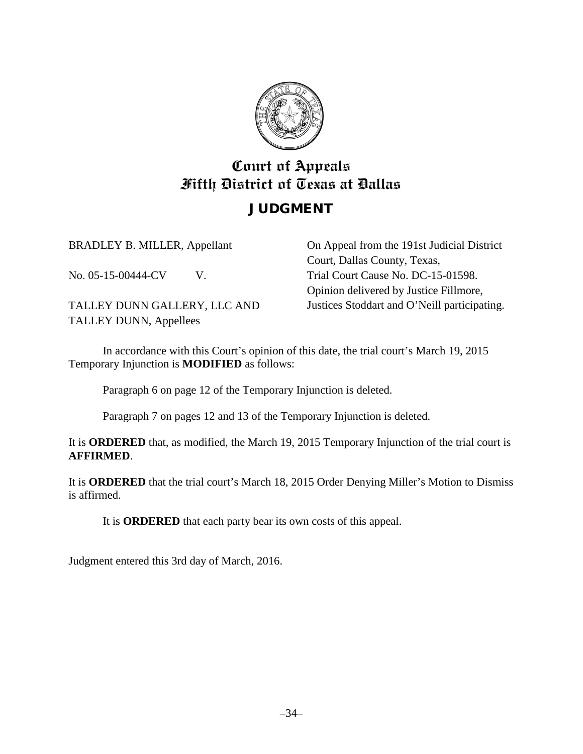# Court of Appeals
# Fifth District of Texas at Dallas

## JUDGMENT

BRADLEY B. MILLER, Appellant

No. 05-15-00444-CV V.

TALLEY DUNN GALLERY, LLC AND TALLEY DUNN, Appellees

On Appeal from the 191st Judicial District Court, Dallas County, Texas, Trial Court Cause No. DC-15-01598. Opinion delivered by Justice Fillmore, Justices Stoddart and O'Neill participating.

In accordance with this Court's opinion of this date, the trial court's March 19, 2015 Temporary Injunction is **MODIFIED** as follows:

Paragraph 6 on page 12 of the Temporary Injunction is deleted.

Paragraph 7 on pages 12 and 13 of the Temporary Injunction is deleted.

It is **ORDERED** that, as modified, the March 19, 2015 Temporary Injunction of the trial court is **AFFIRMED**.

It is **ORDERED** that the trial court's March 18, 2015 Order Denying Miller's Motion to Dismiss is affirmed.

It is **ORDERED** that each party bear its own costs of this appeal.

Judgment entered this 3rd day of March, 2016.